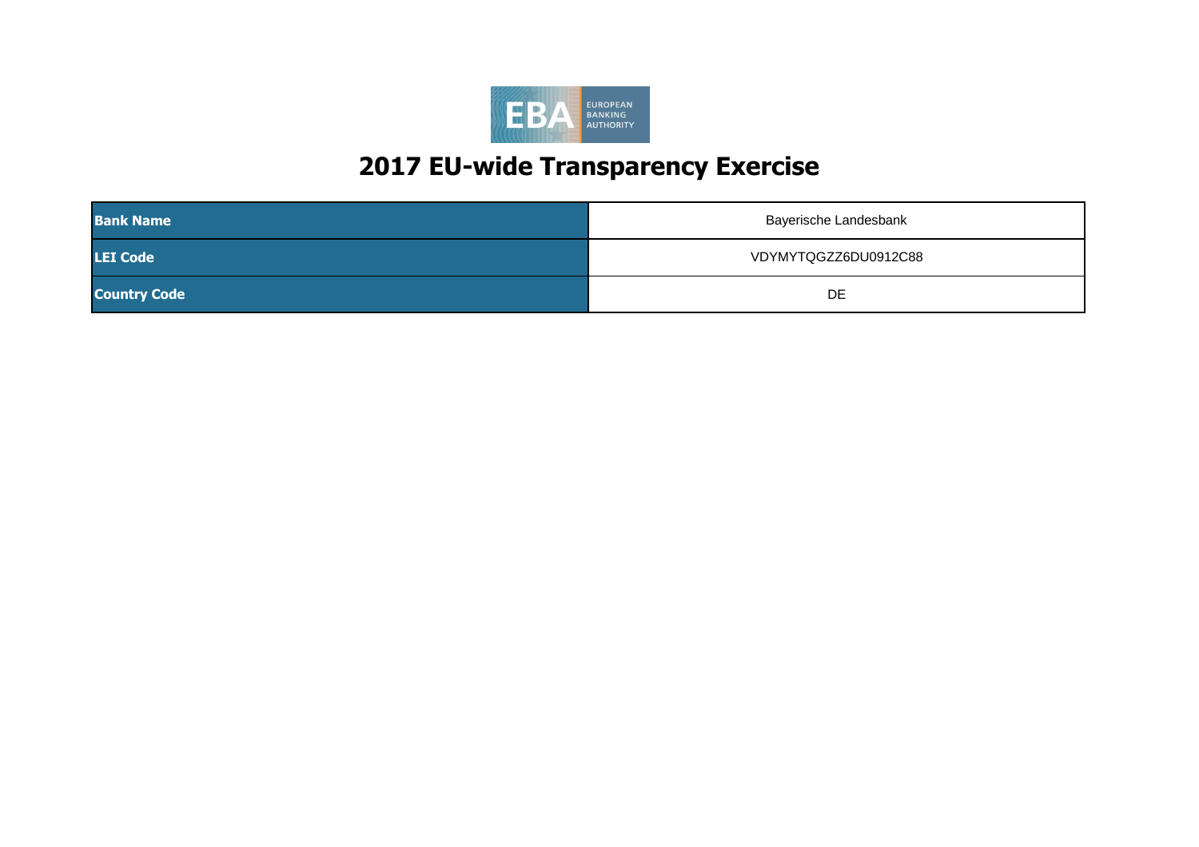# 2017 EU-wide Transparency Exercise

| **Bank Name** | Bayerische Landesbank |
|---|---|
| **LEI Code** | VDYMYTQGZZ6DU0912C88 |
| **Country Code** | DE |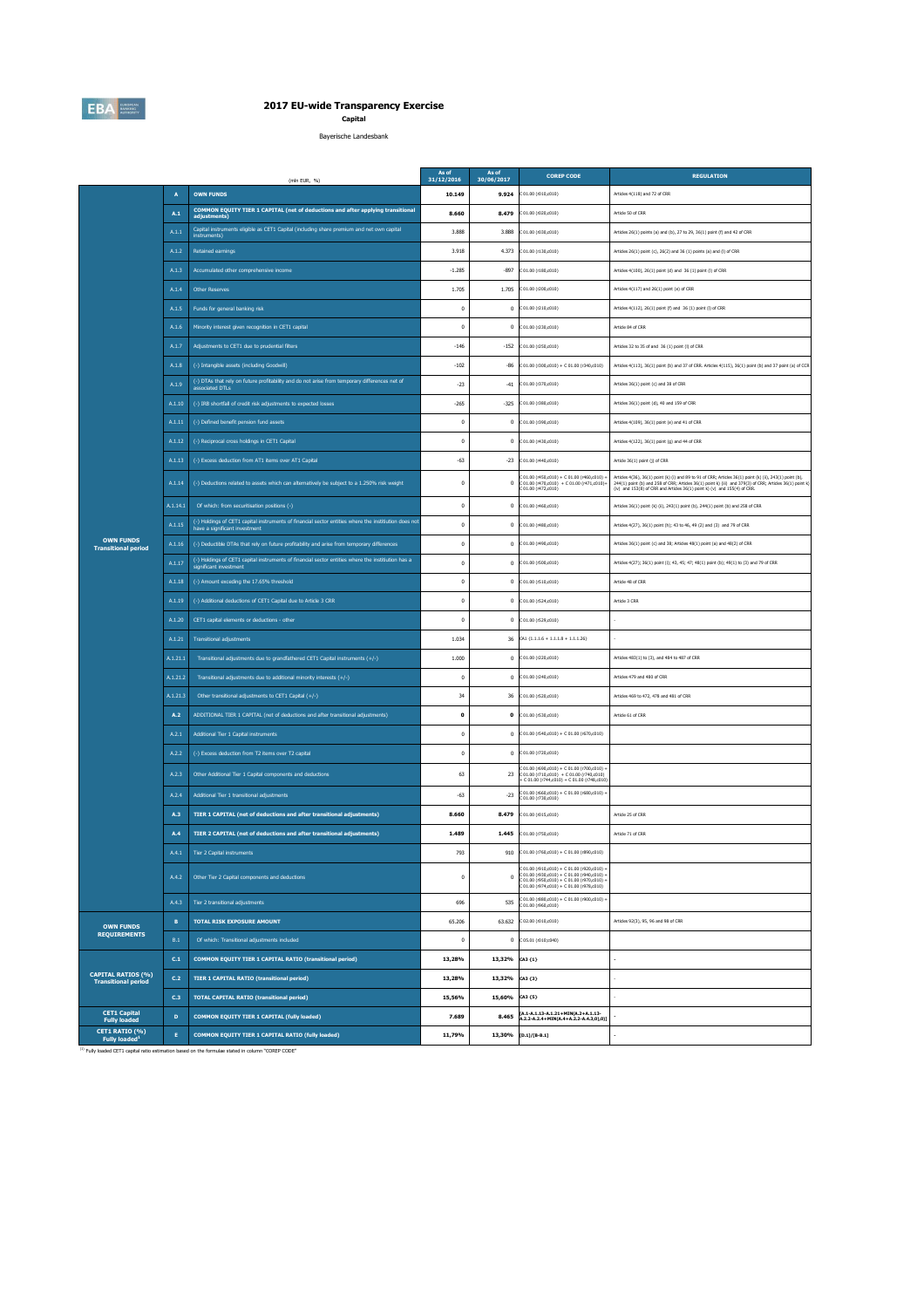# 2017 EU-wide Transparency Exercise

**Capital**

Bayerische Landesbank

| | | (mln EUR, %) | As of 31/12/2016 | As of 30/06/2017 | COREP CODE | REGULATION |
|---|---|---|---|---|---|---|
| OWN FUNDS Transitional period | A | **OWN FUNDS** | **10.149** | **9.924** | C 01.00 (r010,c010) | Articles 4(118) and 72 of CRR |
| | A.1 | **COMMON EQUITY TIER 1 CAPITAL (net of deductions and after applying transitional adjustments)** | **8.660** | **8.479** | C 01.00 (r020,c010) | Article 50 of CRR |
| | A.1.1 | Capital instruments eligible as CET1 Capital (including share premium and net own capital instruments) | 3.888 | 3.888 | C 01.00 (r030,c010) | Articles 26(1) points (a) and (b), 27 to 29, 36(1) point (f) and 42 of CRR |
| | A.1.2 | Retained earnings | 3.918 | 4.373 | C 01.00 (r130,c010) | Articles 26(1) point (c), 26(2) and 36 (1) points (a) and (l) of CRR |
| | A.1.3 | Accumulated other comprehensive income | -1.285 | -897 | C 01.00 (r180,c010) | Articles 4(100), 26(1) point (d) and 36 (1) point (l) of CRR |
| | A.1.4 | Other Reserves | 1.705 | 1.705 | C 01.00 (r200,c010) | Articles 4(117) and 26(1) point (e) of CRR |
| | A.1.5 | Funds for general banking risk | 0 | 0 | C 01.00 (r210,c010) | Articles 4(112), 26(1) point (f) and 36 (1) point (l) of CRR |
| | A.1.6 | Minority interest given recognition in CET1 capital | 0 | 0 | C 01.00 (r230,c010) | Article 84 of CRR |
| | A.1.7 | Adjustments to CET1 due to prudential filters | -146 | -152 | C 01.00 (r250,c010) | Articles 32 to 35 of and 36 (1) point (l) of CRR |
| | A.1.8 | (-) Intangible assets (including Goodwill) | -102 | -86 | C 01.00 (r300,c010) + C 01.00 (r340,c010) | Articles 4(113), 36(1) point (b) and 37 of CRR. Articles 4(115), 36(1) point (b) and 37 point (a) of CCR |
| | A.1.9 | (-) DTAs that rely on future profitability and do not arise from temporary differences net of associated DTLs | -23 | -41 | C 01.00 (r370,c010) | Articles 36(1) point (c) and 38 of CRR |
| | A.1.10 | (-) IRB shortfall of credit risk adjustments to expected losses | -265 | -325 | C 01.00 (r380,c010) | Articles 36(1) point (d), 40 and 159 of CRR |
| | A.1.11 | (-) Defined benefit pension fund assets | 0 | 0 | C 01.00 (r390,c010) | Articles 4(109), 36(1) point (e) and 41 of CRR |
| | A.1.12 | (-) Reciprocal cross holdings in CET1 Capital | 0 | 0 | C 01.00 (r430,c010) | Articles 4(122), 36(1) point (g) and 44 of CRR |
| | A.1.13 | (-) Excess deduction from AT1 items over AT1 Capital | -63 | -23 | C 01.00 (r440,c010) | Article 36(1) point (j) of CRR |
| | A.1.14 | (-) Deductions related to assets which can alternatively be subject to a 1.250% risk weight | 0 | 0 | C 01.00 (r450,c010) + C 01.00 (r460,c010) + C 01.00 (r470,c010) + C 01.00 (r471,c010)+ C 01.00 (r472,c010) | Articles 4(36), 36(1) point (k) (i) and 89 to 91 of CRR; Articles 36(1) point (k) (ii), 243(1) point (b), 244(1) point (b) and 258 of CRR; Articles 36(1) point k) (iii) and 379(3) of CRR; Articles 36(1) point k) (iv) and 153(8) of CRR and Articles 36(1) point k) (v) and 155(4) of CRR. |
| | A.1.14.1 | Of which: from securitisation positions (-) | 0 | 0 | C 01.00 (r460,c010) | Articles 36(1) point (k) (ii), 243(1) point (b), 244(1) point (b) and 258 of CRR |
| | A.1.15 | (-) Holdings of CET1 capital instruments of financial sector entities where the institution does not have a significant investment | 0 | 0 | C 01.00 (r480,c010) | Articles 4(27), 36(1) point (h); 43 to 46, 49 (2) and (3) and 79 of CRR |
| | A.1.16 | (-) Deductible DTAs that rely on future profitability and arise from temporary differences | 0 | 0 | C 01.00 (r490,c010) | Articles 36(1) point (c) and 38; Articles 48(1) point (a) and 48(2) of CRR |
| | A.1.17 | (-) Holdings of CET1 capital instruments of financial sector entities where the institution has a significant investment | 0 | 0 | C 01.00 (r500,c010) | Articles 4(27); 36(1) point (i); 43, 45; 47; 48(1) point (b); 49(1) to (3) and 79 of CRR |
| | A.1.18 | (-) Amount exceeding the 17.65% threshold | 0 | 0 | C 01.00 (r510,c010) | Article 48 of CRR |
| | A.1.19 | (-) Additional deductions of CET1 Capital due to Article 3 CRR | 0 | 0 | C 01.00 (r524,c010) | Article 3 CRR |
| | A.1.20 | CET1 capital elements or deductions - other | 0 | 0 | C 01.00 (r529,c010) | - |
| | A.1.21 | Transitional adjustments | 1.034 | 36 | CA1 {1.1.1.6 + 1.1.1.8 + 1.1.1.26} | - |
| | A.1.21.1 | Transitional adjustments due to grandfathered CET1 Capital instruments (+/-) | 1.000 | 0 | C 01.00 (r220,c010) | Articles 483(1) to (3), and 484 to 487 of CRR |
| | A.1.21.2 | Transitional adjustments due to additional minority interests (+/-) | 0 | 0 | C 01.00 (r240,c010) | Articles 479 and 480 of CRR |
| | A.1.21.3 | Other transitional adjustments to CET1 Capital (+/-) | 34 | 36 | C 01.00 (r520,c010) | Articles 469 to 472, 478 and 481 of CRR |
| | A.2 | **ADDITIONAL TIER 1 CAPITAL (net of deductions and after transitional adjustments)** | **0** | **0** | C 01.00 (r530,c010) | Article 61 of CRR |
| | A.2.1 | Additional Tier 1 Capital instruments | 0 | 0 | C 01.00 (r540,c010) + C 01.00 (r670,c010) | |
| | A.2.2 | (-) Excess deduction from T2 items over T2 capital | 0 | 0 | C 01.00 (r720,c010) | |
| | A.2.3 | Other Additional Tier 1 Capital components and deductions | 63 | 23 | C 01.00 (r690,c010) + C 01.00 (r700,c010) + C 01.00 (r710,c010) + C 01.00 (r740,c010) + C 01.00 (r744,c010) + C 01.00 (r748,c010) | |
| | A.2.4 | Additional Tier 1 transitional adjustments | -63 | -23 | C 01.00 (r660,c010) + C 01.00 (r680,c010) + C 01.00 (r730,c010) | |
| | A.3 | **TIER 1 CAPITAL (net of deductions and after transitional adjustments)** | **8.660** | **8.479** | C 01.00 (r015,c010) | Article 25 of CRR |
| | A.4 | **TIER 2 CAPITAL (net of deductions and after transitional adjustments)** | **1.489** | **1.445** | C 01.00 (r750,c010) | Article 71 of CRR |
| | A.4.1 | Tier 2 Capital instruments | 793 | 910 | C 01.00 (r760,c010) + C 01.00 (r890,c010) | |
| | A.4.2 | Other Tier 2 Capital components and deductions | 0 | 0 | C 01.00 (r910,c010) + C 01.00 (r920,c010) + C 01.00 (r930,c010) + C 01.00 (r940,c010) + C 01.00 (r950,c010) + C 01.00 (r970,c010) + C 01.00 (r974,c010) + C 01.00 (r978,c010) | |
| | A.4.3 | Tier 2 transitional adjustments | 696 | 535 | C 01.00 (r880,c010) + C 01.00 (r900,c010) + C 01.00 (r960,c010) | |
| OWN FUNDS REQUIREMENTS | B | **TOTAL RISK EXPOSURE AMOUNT** | **65.206** | **63.632** | C 02.00 (r010,c010) | Articles 92(3), 95, 96 and 98 of CRR |
| | B.1 | Of which: Transitional adjustments included | 0 | 0 | C 05.01 (r010;c040) | |
| CAPITAL RATIOS (%) Transitional period | C.1 | **COMMON EQUITY TIER 1 CAPITAL RATIO (transitional period)** | **13,28%** | **13,32%** | CA3 {1} | - |
| | C.2 | **TIER 1 CAPITAL RATIO (transitional period)** | **13,28%** | **13,32%** | CA3 {3} | - |
| | C.3 | **TOTAL CAPITAL RATIO (transitional period)** | **15,56%** | **15,60%** | CA3 {5} | - |
| CET1 Capital Fully loaded | D | **COMMON EQUITY TIER 1 CAPITAL (fully loaded)** | **7.689** | **8.465** | [A.1-A.1.13-A.1.21+MIN(A.2+A.1.13-A.2.2-A.2.4+MIN(A.4+A.2.2-A.4.3,0),0)] | - |
| CET1 RATIO (%) Fully loaded[1] | E | **COMMON EQUITY TIER 1 CAPITAL RATIO (fully loaded)** | **11,79%** | **13,30%** | [D.1]/[B-B.1] | - |

[1] Fully loaded CET1 capital ratio estimation based on the formulae stated in column "COREP CODE"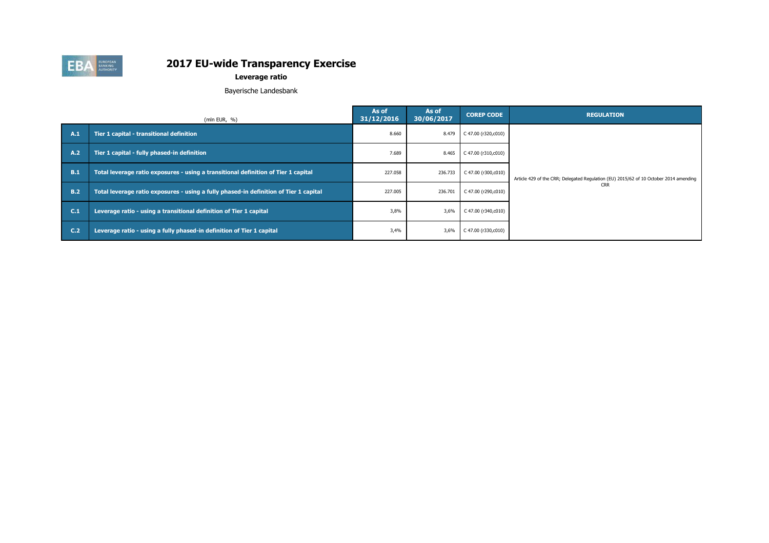# 2017 EU-wide Transparency Exercise

## Leverage ratio

Bayerische Landesbank

| | (mln EUR, %) | As of 31/12/2016 | As of 30/06/2017 | COREP CODE | REGULATION |
|---|---|---|---|---|---|
| A.1 | Tier 1 capital - transitional definition | 8.660 | 8.479 | C 47.00 (r320,c010) | Article 429 of the CRR; Delegated Regulation (EU) 2015/62 of 10 October 2014 amending CRR |
| A.2 | Tier 1 capital - fully phased-in definition | 7.689 | 8.465 | C 47.00 (r310,c010) | |
| B.1 | Total leverage ratio exposures - using a transitional definition of Tier 1 capital | 227.058 | 236.733 | C 47.00 (r300,c010) | |
| B.2 | Total leverage ratio exposures - using a fully phased-in definition of Tier 1 capital | 227.005 | 236.701 | C 47.00 (r290,c010) | |
| C.1 | Leverage ratio - using a transitional definition of Tier 1 capital | 3,8% | 3,6% | C 47.00 (r340,c010) | |
| C.2 | Leverage ratio - using a fully phased-in definition of Tier 1 capital | 3,4% | 3,6% | C 47.00 (r330,c010) | |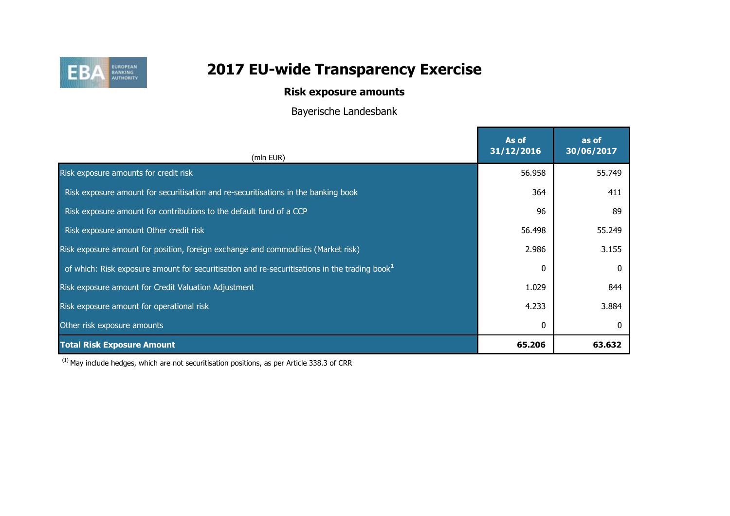# 2017 EU-wide Transparency Exercise

## Risk exposure amounts

Bayerische Landesbank

| (mln EUR) | As of 31/12/2016 | as of 30/06/2017 |
|---|---|---|
| Risk exposure amounts for credit risk | 56.958 | 55.749 |
| Risk exposure amount for securitisation and re-securitisations in the banking book | 364 | 411 |
| Risk exposure amount for contributions to the default fund of a CCP | 96 | 89 |
| Risk exposure amount Other credit risk | 56.498 | 55.249 |
| Risk exposure amount for position, foreign exchange and commodities (Market risk) | 2.986 | 3.155 |
| of which: Risk exposure amount for securitisation and re-securitisations in the trading book[1] | 0 | 0 |
| Risk exposure amount for Credit Valuation Adjustment | 1.029 | 844 |
| Risk exposure amount for operational risk | 4.233 | 3.884 |
| Other risk exposure amounts | 0 | 0 |
| **Total Risk Exposure Amount** | **65.206** | **63.632** |

(1) May include hedges, which are not securitisation positions, as per Article 338.3 of CRR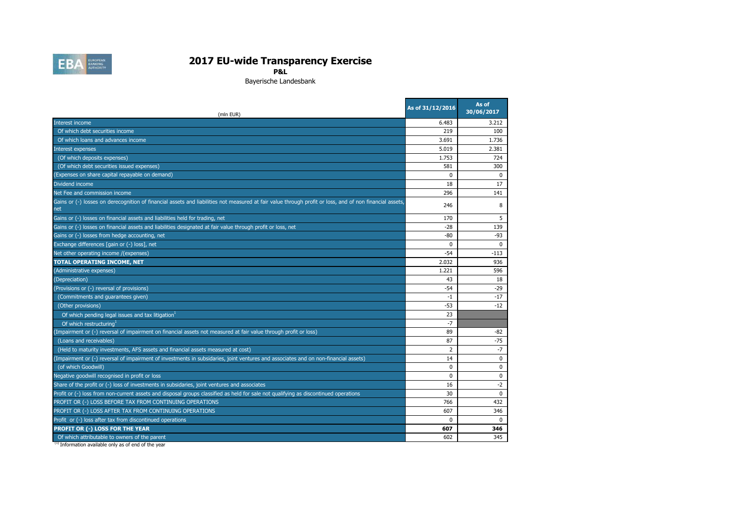# 2017 EU-wide Transparency Exercise

**P&L**

Bayerische Landesbank

| (mln EUR) | As of 31/12/2016 | As of 30/06/2017 |
|---|---|---|
| Interest income | 6.483 | 3.212 |
| Of which debt securities income | 219 | 100 |
| Of which loans and advances income | 3.691 | 1.736 |
| Interest expenses | 5.019 | 2.381 |
| (Of which deposits expenses) | 1.753 | 724 |
| (Of which debt securities issued expenses) | 581 | 300 |
| (Expenses on share capital repayable on demand) | 0 | 0 |
| Dividend income | 18 | 17 |
| Net Fee and commission income | 296 | 141 |
| Gains or (-) losses on derecognition of financial assets and liabilities not measured at fair value through profit or loss, and of non financial assets, net | 246 | 8 |
| Gains or (-) losses on financial assets and liabilities held for trading, net | 170 | 5 |
| Gains or (-) losses on financial assets and liabilities designated at fair value through profit or loss, net | -28 | 139 |
| Gains or (-) losses from hedge accounting, net | -80 | -93 |
| Exchange differences [gain or (-) loss], net | 0 | 0 |
| Net other operating income /(expenses) | -54 | -113 |
| **TOTAL OPERATING INCOME, NET** | 2.032 | 936 |
| (Administrative expenses) | 1.221 | 596 |
| (Depreciation) | 43 | 18 |
| (Provisions or (-) reversal of provisions) | -54 | -29 |
| (Commitments and guarantees given) | -1 | -17 |
| (Other provisions) | -53 | -12 |
| Of which pending legal issues and tax litigation[1] | 23 | |
| Of which restructuring[1] | -7 | |
| (Impairment or (-) reversal of impairment on financial assets not measured at fair value through profit or loss) | 89 | -82 |
| (Loans and receivables) | 87 | -75 |
| (Held to maturity investments, AFS assets and financial assets measured at cost) | 2 | -7 |
| (Impairment or (-) reversal of impairment of investments in subsidaries, joint ventures and associates and on non-financial assets) | 14 | 0 |
| (of which Goodwill) | 0 | 0 |
| Negative goodwill recognised in profit or loss | 0 | 0 |
| Share of the profit or (-) loss of investments in subsidaries, joint ventures and associates | 16 | -2 |
| Profit or (-) loss from non-current assets and disposal groups classified as held for sale not qualifying as discontinued operations | 30 | 0 |
| PROFIT OR (-) LOSS BEFORE TAX FROM CONTINUING OPERATIONS | 766 | 432 |
| PROFIT OR (-) LOSS AFTER TAX FROM CONTINUING OPERATIONS | 607 | 346 |
| Profit or (-) loss after tax from discontinued operations | 0 | 0 |
| **PROFIT OR (-) LOSS FOR THE YEAR** | **607** | **346** |
| Of which attributable to owners of the parent | 602 | 345 |

[1] Information available only as of end of the year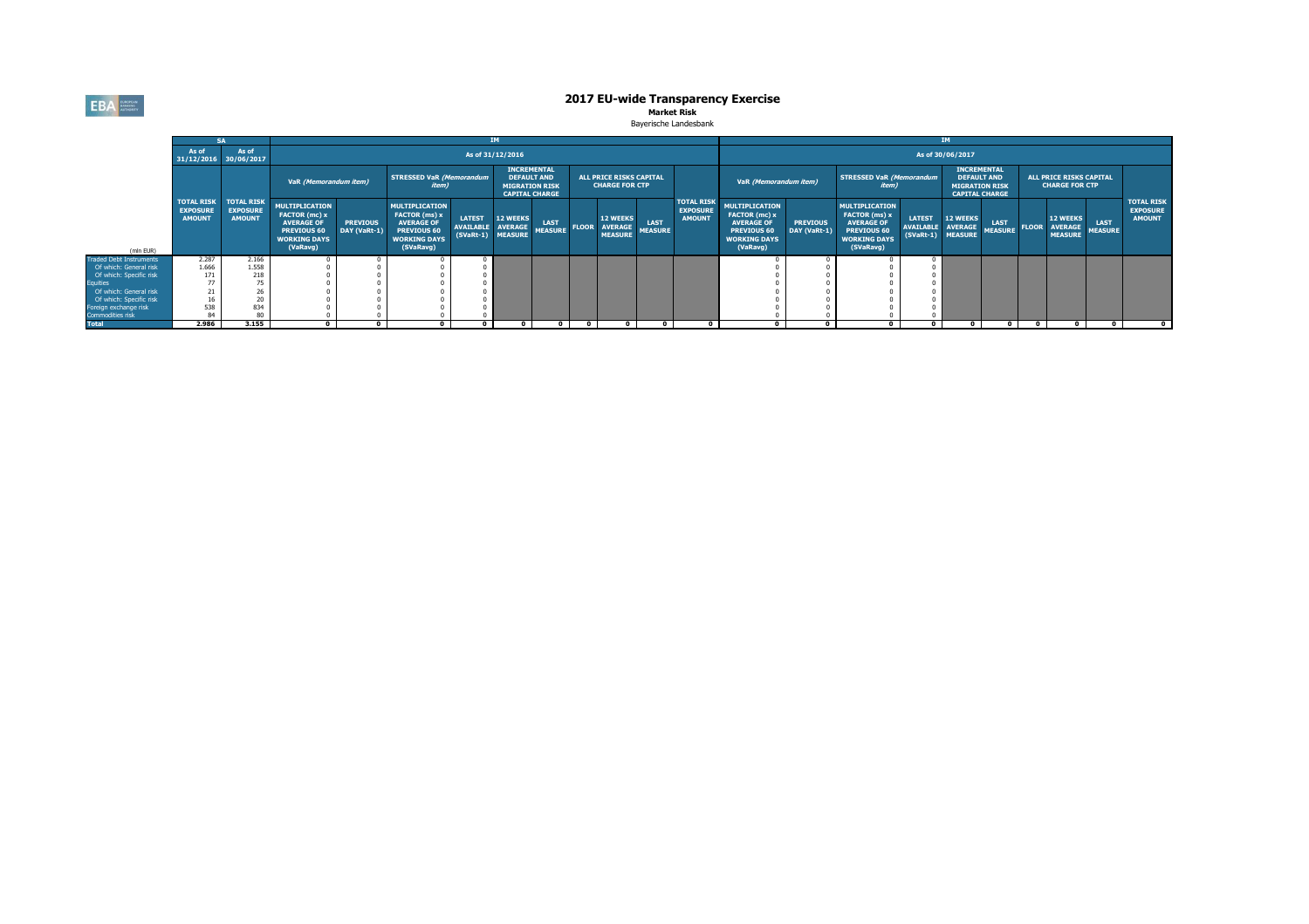# 2017 EU-wide Transparency Exercise

**Market Risk**

Bayerische Landesbank

| (mln EUR) | SA | | IM | | | | | | | | | | | IM | | | | | | | | | | |
|---|---|---|---|---|---|---|---|---|---|---|---|---|---|---|---|---|---|---|---|---|---|---|---|---|
| | As of 31/12/2016 | As of 30/06/2017 | As of 31/12/2016 | | | | | | | | | | | As of 30/06/2017 | | | | | | | | | | |
| | | | VaR *(Memorandum item)* | | STRESSED VaR *(Memorandum item)* | | INCREMENTAL DEFAULT AND MIGRATION RISK CAPITAL CHARGE | | ALL PRICE RISKS CAPITAL CHARGE FOR CTP | | | | | VaR *(Memorandum item)* | | STRESSED VaR *(Memorandum item)* | | INCREMENTAL DEFAULT AND MIGRATION RISK CAPITAL CHARGE | | ALL PRICE RISKS CAPITAL CHARGE FOR CTP | | | | |
| | TOTAL RISK EXPOSURE AMOUNT | TOTAL RISK EXPOSURE AMOUNT | MULTIPLICATION FACTOR (mc) x AVERAGE OF PREVIOUS 60 WORKING DAYS (VaRavg) | PREVIOUS DAY (VaRt-1) | MULTIPLICATION FACTOR (ms) x AVERAGE OF PREVIOUS 60 WORKING DAYS (SVaRavg) | LATEST AVAILABLE (SVaRt-1) | 12 WEEKS AVERAGE MEASURE | LAST MEASURE | FLOOR | 12 WEEKS AVERAGE MEASURE | LAST MEASURE | TOTAL RISK EXPOSURE AMOUNT | MULTIPLICATION FACTOR (mc) x AVERAGE OF PREVIOUS 60 WORKING DAYS (VaRavg) | PREVIOUS DAY (VaRt-1) | MULTIPLICATION FACTOR (ms) x AVERAGE OF PREVIOUS 60 WORKING DAYS (SVaRavg) | LATEST AVAILABLE (SVaRt-1) | 12 WEEKS AVERAGE MEASURE | LAST MEASURE | FLOOR | 12 WEEKS AVERAGE MEASURE | LAST MEASURE | TOTAL RISK EXPOSURE AMOUNT |
| Traded Debt Instruments | 2.287 | 2.166 | 0 | 0 | 0 | 0 | | | | | | | 0 | 0 | 0 | 0 | | | | | | |
| Of which: General risk | 1.666 | 1.558 | 0 | 0 | 0 | 0 | | | | | | | 0 | 0 | 0 | 0 | | | | | | |
| Of which: Specific risk | 171 | 218 | 0 | 0 | 0 | 0 | | | | | | | 0 | 0 | 0 | 0 | | | | | | |
| Equities | 77 | 75 | 0 | 0 | 0 | 0 | | | | | | | 0 | 0 | 0 | 0 | | | | | | |
| Of which: General risk | 21 | 26 | 0 | 0 | 0 | 0 | | | | | | | 0 | 0 | 0 | 0 | | | | | | |
| Of which: Specific risk | 16 | 20 | 0 | 0 | 0 | 0 | | | | | | | 0 | 0 | 0 | 0 | | | | | | |
| Foreign exchange risk | 538 | 834 | 0 | 0 | 0 | 0 | | | | | | | 0 | 0 | 0 | 0 | | | | | | |
| Commodities risk | 84 | 80 | 0 | 0 | 0 | 0 | | | | | | | 0 | 0 | 0 | 0 | | | | | | |
| **Total** | **2.986** | **3.155** | **0** | **0** | **0** | **0** | **0** | **0** | **0** | **0** | **0** | **0** | **0** | **0** | **0** | **0** | **0** | **0** | **0** | **0** | **0** | **0** |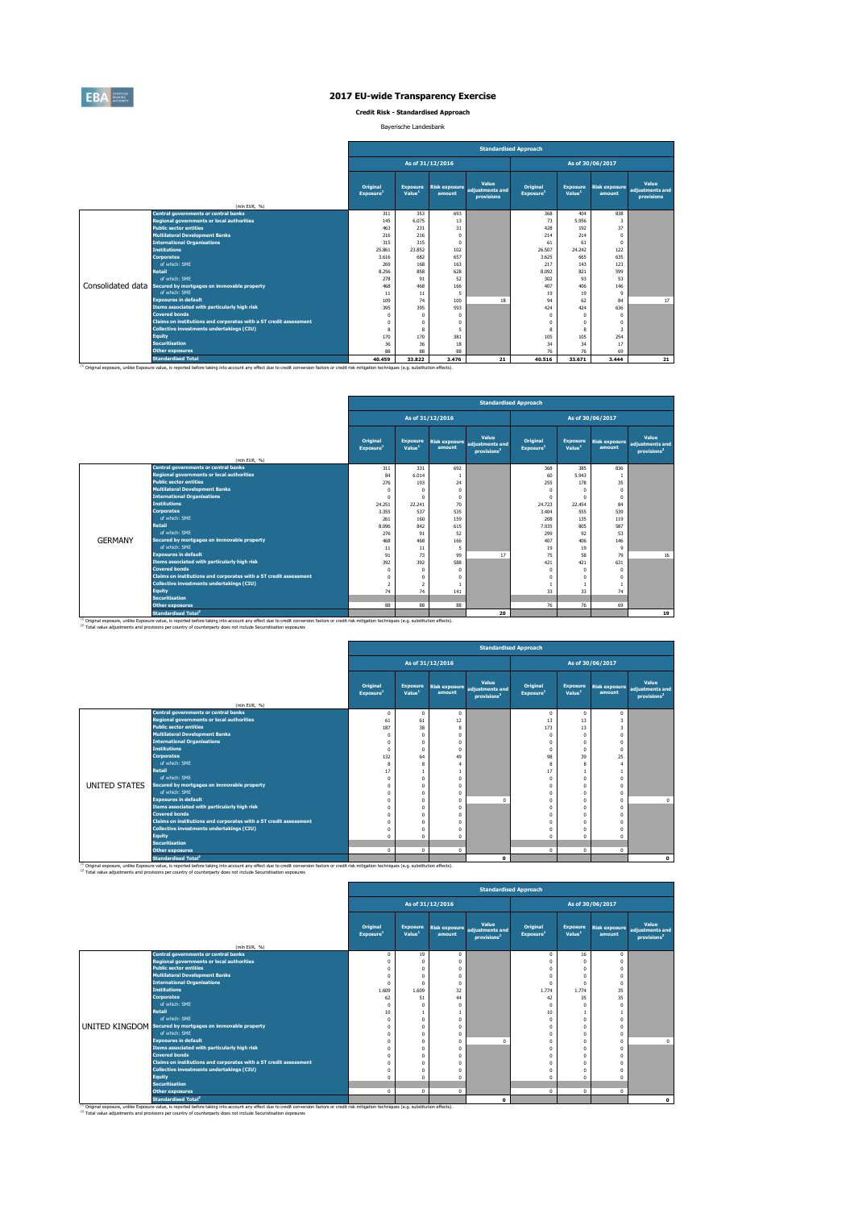# 2017 EU-wide Transparency Exercise

**Credit Risk - Standardised Approach**

Bayerische Landesbank

| | (mln EUR, %) | Standardised Approach | | | | | | | |
|---|---|---|---|---|---|---|---|---|---|
| | | As of 31/12/2016 | | | | As of 30/06/2017 | | | |
| | | Original Exposure[1] | Exposure Value[1] | Risk exposure amount | Value adjustments and provisions | Original Exposure[1] | Exposure Value[1] | Risk exposure amount | Value adjustments and provisions |
| Consolidated data | Central governments or central banks | 311 | 353 | 693 | | 368 | 404 | 838 | |
| | Regional governments or local authorities | 145 | 6.075 | 13 | | 73 | 5.956 | 3 | |
| | Public sector entities | 463 | 231 | 31 | | 428 | 192 | 37 | |
| | Multilateral Development Banks | 216 | 216 | 0 | | 214 | 214 | 0 | |
| | International Organisations | 315 | 315 | 0 | | 61 | 61 | 0 | |
| | Institutions | 25.861 | 23.852 | 102 | | 26.507 | 24.242 | 122 | |
| | Corporates | 3.616 | 682 | 657 | | 3.625 | 665 | 635 | |
| | of which: SME | 269 | 168 | 163 | | 217 | 143 | 123 | |
| | Retail | 8.256 | 858 | 628 | | 8.092 | 821 | 599 | |
| | of which: SME | 278 | 91 | 52 | | 302 | 93 | 53 | |
| | Secured by mortgages on immovable property | 468 | 468 | 166 | | 407 | 406 | 146 | |
| | of which: SME | 11 | 11 | 5 | | 19 | 19 | 9 | |
| | Exposures in default | 109 | 74 | 100 | 18 | 94 | 62 | 84 | 17 |
| | Items associated with particularly high risk | 395 | 395 | 593 | | 424 | 424 | 636 | |
| | Covered bonds | 0 | 0 | 0 | | 0 | 0 | 0 | |
| | Claims on institutions and corporates with a ST credit assessment | 0 | 0 | 0 | | 0 | 0 | 0 | |
| | Collective investments undertakings (CIU) | 8 | 8 | 5 | | 8 | 8 | 3 | |
| | Equity | 170 | 170 | 381 | | 105 | 105 | 254 | |
| | Securitisation | 36 | 36 | 18 | | 34 | 34 | 17 | |
| | Other exposures | 88 | 88 | 88 | | 76 | 76 | 69 | |
| | Standardised Total | 40.459 | 33.822 | 3.476 | 21 | 40.516 | 33.671 | 3.444 | 21 |

(1) Original exposure, unlike Exposure value, is reported before taking into account any effect due to credit conversion factors or credit risk mitigation techniques (e.g. substitution effects).

| | (mln EUR, %) | Standardised Approach | | | | | | | |
|---|---|---|---|---|---|---|---|---|---|
| | | As of 31/12/2016 | | | | As of 30/06/2017 | | | |
| | | Original Exposure[1] | Exposure Value[1] | Risk exposure amount | Value adjustments and provisions[2] | Original Exposure[1] | Exposure Value[1] | Risk exposure amount | Value adjustments and provisions[2] |
| GERMANY | Central governments or central banks | 311 | 331 | 692 | | 368 | 385 | 836 | |
| | Regional governments or local authorities | 84 | 6.014 | 1 | | 60 | 5.943 | 1 | |
| | Public sector entities | 276 | 193 | 24 | | 255 | 178 | 35 | |
| | Multilateral Development Banks | 0 | 0 | 0 | | 0 | 0 | 0 | |
| | International Organisations | 0 | 0 | 0 | | 0 | 0 | 0 | |
| | Institutions | 24.251 | 22.241 | 70 | | 24.723 | 22.454 | 84 | |
| | Corporates | 3.355 | 537 | 535 | | 3.404 | 555 | 539 | |
| | of which: SME | 261 | 160 | 159 | | 208 | 135 | 119 | |
| | Retail | 8.096 | 842 | 615 | | 7.935 | 805 | 587 | |
| | of which: SME | 276 | 91 | 52 | | 299 | 92 | 53 | |
| | Secured by mortgages on immovable property | 468 | 468 | 166 | | 407 | 406 | 146 | |
| | of which: SME | 11 | 11 | 5 | | 19 | 19 | 9 | |
| | Exposures in default | 91 | 73 | 99 | 17 | 75 | 58 | 79 | 16 |
| | Items associated with particularly high risk | 392 | 392 | 588 | | 421 | 421 | 631 | |
| | Covered bonds | 0 | 0 | 0 | | 0 | 0 | 0 | |
| | Claims on institutions and corporates with a ST credit assessment | 0 | 0 | 0 | | 0 | 0 | 0 | |
| | Collective investments undertakings (CIU) | 2 | 2 | 1 | | 1 | 1 | 1 | |
| | Equity | 74 | 74 | 141 | | 33 | 33 | 74 | |
| | Securitisation | | | | | | | | |
| | Other exposures | 88 | 88 | 88 | | 76 | 76 | 69 | |
| | Standardised Total[2] | | | | 20 | | | | 19 |

(1) Original exposure, unlike Exposure value, is reported before taking into account any effect due to credit conversion factors or credit risk mitigation techniques (e.g. substitution effects).
(2) Total value adjustments and provisions per country of counterparty does not include Securitisation exposures

| | (mln EUR, %) | Standardised Approach | | | | | | | |
|---|---|---|---|---|---|---|---|---|---|
| | | As of 31/12/2016 | | | | As of 30/06/2017 | | | |
| | | Original Exposure[1] | Exposure Value[1] | Risk exposure amount | Value adjustments and provisions[2] | Original Exposure[1] | Exposure Value[1] | Risk exposure amount | Value adjustments and provisions[2] |
| UNITED STATES | Central governments or central banks | 0 | 0 | 0 | | 0 | 0 | 0 | |
| | Regional governments or local authorities | 61 | 61 | 12 | | 13 | 13 | 3 | |
| | Public sector entities | 187 | 38 | 8 | | 173 | 13 | 3 | |
| | Multilateral Development Banks | 0 | 0 | 0 | | 0 | 0 | 0 | |
| | International Organisations | 0 | 0 | 0 | | 0 | 0 | 0 | |
| | Institutions | 0 | 0 | 0 | | 0 | 0 | 0 | |
| | Corporates | 132 | 64 | 49 | | 98 | 39 | 25 | |
| | of which: SME | 8 | 8 | 4 | | 8 | 8 | 4 | |
| | Retail | 17 | 1 | 1 | | 17 | 1 | 1 | |
| | of which: SME | 0 | 0 | 0 | | 0 | 0 | 0 | |
| | Secured by mortgages on immovable property | 0 | 0 | 0 | | 0 | 0 | 0 | |
| | of which: SME | 0 | 0 | 0 | | 0 | 0 | 0 | |
| | Exposures in default | 0 | 0 | 0 | 0 | 0 | 0 | 0 | 0 |
| | Items associated with particularly high risk | 0 | 0 | 0 | | 0 | 0 | 0 | |
| | Covered bonds | 0 | 0 | 0 | | 0 | 0 | 0 | |
| | Claims on institutions and corporates with a ST credit assessment | 0 | 0 | 0 | | 0 | 0 | 0 | |
| | Collective investments undertakings (CIU) | 0 | 0 | 0 | | 0 | 0 | 0 | |
| | Equity | 0 | 0 | 0 | | 0 | 0 | 0 | |
| | Securitisation | | | | | | | | |
| | Other exposures | 0 | 0 | 0 | | 0 | 0 | 0 | |
| | Standardised Total[2] | | | | 0 | | | | 0 |

(1) Original exposure, unlike Exposure value, is reported before taking into account any effect due to credit conversion factors or credit risk mitigation techniques (e.g. substitution effects).
(2) Total value adjustments and provisions per country of counterparty does not include Securitisation exposures

| | (mln EUR, %) | Standardised Approach | | | | | | | |
|---|---|---|---|---|---|---|---|---|---|
| | | As of 31/12/2016 | | | | As of 30/06/2017 | | | |
| | | Original Exposure[1] | Exposure Value[1] | Risk exposure amount | Value adjustments and provisions[2] | Original Exposure[1] | Exposure Value[1] | Risk exposure amount | Value adjustments and provisions[2] |
| UNITED KINGDOM | Central governments or central banks | 0 | 19 | 0 | | 0 | 16 | 0 | |
| | Regional governments or local authorities | 0 | 0 | 0 | | 0 | 0 | 0 | |
| | Public sector entities | 0 | 0 | 0 | | 0 | 0 | 0 | |
| | Multilateral Development Banks | 0 | 0 | 0 | | 0 | 0 | 0 | |
| | International Organisations | 0 | 0 | 0 | | 0 | 0 | 0 | |
| | Institutions | 1.609 | 1.609 | 32 | | 1.774 | 1.774 | 35 | |
| | Corporates | 62 | 51 | 44 | | 42 | 35 | 35 | |
| | of which: SME | 0 | 0 | 0 | | 0 | 0 | 0 | |
| | Retail | 10 | 1 | 1 | | 10 | 1 | 1 | |
| | of which: SME | 0 | 0 | 0 | | 0 | 0 | 0 | |
| | Secured by mortgages on immovable property | 0 | 0 | 0 | | 0 | 0 | 0 | |
| | of which: SME | 0 | 0 | 0 | | 0 | 0 | 0 | |
| | Exposures in default | 0 | 0 | 0 | 0 | 0 | 0 | 0 | 0 |
| | Items associated with particularly high risk | 0 | 0 | 0 | | 0 | 0 | 0 | |
| | Covered bonds | 0 | 0 | 0 | | 0 | 0 | 0 | |
| | Claims on institutions and corporates with a ST credit assessment | 0 | 0 | 0 | | 0 | 0 | 0 | |
| | Collective investments undertakings (CIU) | 0 | 0 | 0 | | 0 | 0 | 0 | |
| | Equity | 0 | 0 | 0 | | 0 | 0 | 0 | |
| | Securitisation | | | | | | | | |
| | Other exposures | 0 | 0 | 0 | | 0 | 0 | 0 | |
| | Standardised Total[2] | | | | 0 | | | | 0 |

(1) Original exposure, unlike Exposure value, is reported before taking into account any effect due to credit conversion factors or credit risk mitigation techniques (e.g. substitution effects).
(2) Total value adjustments and provisions per country of counterparty does not include Securitisation exposures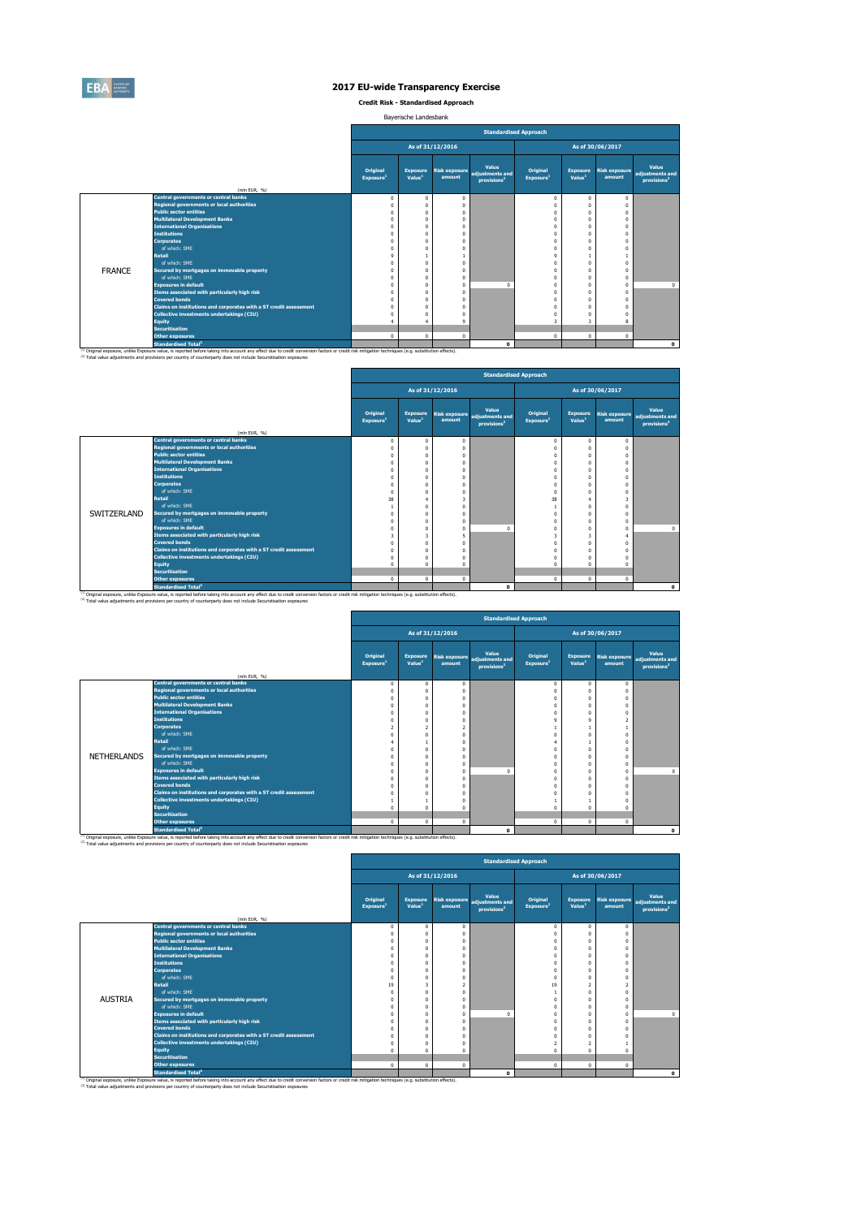# 2017 EU-wide Transparency Exercise

**Credit Risk - Standardised Approach**

Bayerische Landesbank

| | | Standardised Approach | | | | | | | |
|---|---|---|---|---|---|---|---|---|---|
| | | As of 31/12/2016 | | | | As of 30/06/2017 | | | |
| | (mln EUR, %) | Original Exposure[1] | Exposure Value[1] | Risk exposure amount | Value adjustments and provisions[2] | Original Exposure[1] | Exposure Value[1] | Risk exposure amount | Value adjustments and provisions[2] |
| FRANCE | Central governments or central banks | 0 | 0 | 0 | | 0 | 0 | 0 | |
| | Regional governments or local authorities | 0 | 0 | 0 | | 0 | 0 | 0 | |
| | Public sector entities | 0 | 0 | 0 | | 0 | 0 | 0 | |
| | Multilateral Development Banks | 0 | 0 | 0 | | 0 | 0 | 0 | |
| | International Organisations | 0 | 0 | 0 | | 0 | 0 | 0 | |
| | Institutions | 0 | 0 | 0 | | 0 | 0 | 0 | |
| | Corporates | 0 | 0 | 0 | | 0 | 0 | 0 | |
| | of which: SME | 0 | 0 | 0 | | 0 | 0 | 0 | |
| | Retail | 9 | 1 | 1 | | 9 | 1 | 1 | |
| | of which: SME | 0 | 0 | 0 | | 0 | 0 | 0 | |
| | Secured by mortgages on immovable property | 0 | 0 | 0 | | 0 | 0 | 0 | |
| | of which: SME | 0 | 0 | 0 | | 0 | 0 | 0 | |
| | Exposures in default | 0 | 0 | 0 | 0 | 0 | 0 | 0 | 0 |
| | Items associated with particularly high risk | 0 | 0 | 0 | | 0 | 0 | 0 | |
| | Covered bonds | 0 | 0 | 0 | | 0 | 0 | 0 | |
| | Claims on institutions and corporates with a ST credit assessment | 0 | 0 | 0 | | 0 | 0 | 0 | |
| | Collective investments undertakings (CIU) | 0 | 0 | 0 | | 0 | 0 | 0 | |
| | Equity | 4 | 4 | 9 | | 3 | 3 | 8 | |
| | Securitisation | | | | | | | | |
| | Other exposures | 0 | 0 | 0 | | 0 | 0 | 0 | |
| | Standardised Total[2] | | | | 0 | | | | 0 |

(1) Original exposure, unlike Exposure value, is reported before taking into account any effect due to credit conversion factors or credit risk mitigation techniques (e.g. substitution effects).
(2) Total value adjustments and provisions per country of counterparty does not include Securitisation exposures

| | | Standardised Approach | | | | | | | |
|---|---|---|---|---|---|---|---|---|---|
| | | As of 31/12/2016 | | | | As of 30/06/2017 | | | |
| | (mln EUR, %) | Original Exposure[1] | Exposure Value[1] | Risk exposure amount | Value adjustments and provisions[2] | Original Exposure[1] | Exposure Value[1] | Risk exposure amount | Value adjustments and provisions[2] |
| SWITZERLAND | Central governments or central banks | 0 | 0 | 0 | | 0 | 0 | 0 | |
| | Regional governments or local authorities | 0 | 0 | 0 | | 0 | 0 | 0 | |
| | Public sector entities | 0 | 0 | 0 | | 0 | 0 | 0 | |
| | Multilateral Development Banks | 0 | 0 | 0 | | 0 | 0 | 0 | |
| | International Organisations | 0 | 0 | 0 | | 0 | 0 | 0 | |
| | Institutions | 0 | 0 | 0 | | 0 | 0 | 0 | |
| | Corporates | 0 | 0 | 0 | | 0 | 0 | 0 | |
| | of which: SME | 0 | 0 | 0 | | 0 | 0 | 0 | |
| | Retail | 38 | 4 | 3 | | 38 | 4 | 3 | |
| | of which: SME | 1 | 0 | 0 | | 1 | 0 | 0 | |
| | Secured by mortgages on immovable property | 0 | 0 | 0 | | 0 | 0 | 0 | |
| | of which: SME | 0 | 0 | 0 | | 0 | 0 | 0 | |
| | Exposures in default | 0 | 0 | 0 | 0 | 0 | 0 | 0 | 0 |
| | Items associated with particularly high risk | 3 | 3 | 5 | | 3 | 3 | 4 | |
| | Covered bonds | 0 | 0 | 0 | | 0 | 0 | 0 | |
| | Claims on institutions and corporates with a ST credit assessment | 0 | 0 | 0 | | 0 | 0 | 0 | |
| | Collective investments undertakings (CIU) | 0 | 0 | 0 | | 0 | 0 | 0 | |
| | Equity | 0 | 0 | 0 | | 0 | 0 | 0 | |
| | Securitisation | | | | | | | | |
| | Other exposures | 0 | 0 | 0 | | 0 | 0 | 0 | |
| | Standardised Total[2] | | | | 0 | | | | 0 |

(1) Original exposure, unlike Exposure value, is reported before taking into account any effect due to credit conversion factors or credit risk mitigation techniques (e.g. substitution effects).
(2) Total value adjustments and provisions per country of counterparty does not include Securitisation exposures

| | | Standardised Approach | | | | | | | |
|---|---|---|---|---|---|---|---|---|---|
| | | As of 31/12/2016 | | | | As of 30/06/2017 | | | |
| | (mln EUR, %) | Original Exposure[1] | Exposure Value[1] | Risk exposure amount | Value adjustments and provisions[2] | Original Exposure[1] | Exposure Value[1] | Risk exposure amount | Value adjustments and provisions[2] |
| NETHERLANDS | Central governments or central banks | 0 | 0 | 0 | | 0 | 0 | 0 | |
| | Regional governments or local authorities | 0 | 0 | 0 | | 0 | 0 | 0 | |
| | Public sector entities | 0 | 0 | 0 | | 0 | 0 | 0 | |
| | Multilateral Development Banks | 0 | 0 | 0 | | 0 | 0 | 0 | |
| | International Organisations | 0 | 0 | 0 | | 0 | 0 | 0 | |
| | Institutions | 0 | 0 | 0 | | 9 | 9 | 2 | |
| | Corporates | 2 | 2 | 2 | | 1 | 1 | 1 | |
| | of which: SME | 0 | 0 | 0 | | 0 | 0 | 0 | |
| | Retail | 4 | 1 | 0 | | 4 | 1 | 0 | |
| | of which: SME | 0 | 0 | 0 | | 0 | 0 | 0 | |
| | Secured by mortgages on immovable property | 0 | 0 | 0 | | 0 | 0 | 0 | |
| | of which: SME | 0 | 0 | 0 | | 0 | 0 | 0 | |
| | Exposures in default | 0 | 0 | 0 | 0 | 0 | 0 | 0 | 0 |
| | Items associated with particularly high risk | 0 | 0 | 0 | | 0 | 0 | 0 | |
| | Covered bonds | 0 | 0 | 0 | | 0 | 0 | 0 | |
| | Claims on institutions and corporates with a ST credit assessment | 0 | 0 | 0 | | 0 | 0 | 0 | |
| | Collective investments undertakings (CIU) | 1 | 1 | 0 | | 1 | 1 | 0 | |
| | Equity | 0 | 0 | 0 | | 0 | 0 | 0 | |
| | Securitisation | | | | | | | | |
| | Other exposures | 0 | 0 | 0 | | 0 | 0 | 0 | |
| | Standardised Total[2] | | | | 0 | | | | 0 |

(1) Original exposure, unlike Exposure value, is reported before taking into account any effect due to credit conversion factors or credit risk mitigation techniques (e.g. substitution effects).
(2) Total value adjustments and provisions per country of counterparty does not include Securitisation exposures

| | | Standardised Approach | | | | | | | |
|---|---|---|---|---|---|---|---|---|---|
| | | As of 31/12/2016 | | | | As of 30/06/2017 | | | |
| | (mln EUR, %) | Original Exposure[1] | Exposure Value[1] | Risk exposure amount | Value adjustments and provisions[2] | Original Exposure[1] | Exposure Value[1] | Risk exposure amount | Value adjustments and provisions[2] |
| AUSTRIA | Central governments or central banks | 0 | 0 | 0 | | 0 | 0 | 0 | |
| | Regional governments or local authorities | 0 | 0 | 0 | | 0 | 0 | 0 | |
| | Public sector entities | 0 | 0 | 0 | | 0 | 0 | 0 | |
| | Multilateral Development Banks | 0 | 0 | 0 | | 0 | 0 | 0 | |
| | International Organisations | 0 | 0 | 0 | | 0 | 0 | 0 | |
| | Institutions | 0 | 0 | 0 | | 0 | 0 | 0 | |
| | Corporates | 0 | 0 | 0 | | 0 | 0 | 0 | |
| | of which: SME | 0 | 0 | 0 | | 0 | 0 | 0 | |
| | Retail | 19 | 3 | 2 | | 19 | 2 | 2 | |
| | of which: SME | 0 | 0 | 0 | | 1 | 0 | 0 | |
| | Secured by mortgages on immovable property | 0 | 0 | 0 | | 0 | 0 | 0 | |
| | of which: SME | 0 | 0 | 0 | | 0 | 0 | 0 | |
| | Exposures in default | 0 | 0 | 0 | 0 | 0 | 0 | 0 | 0 |
| | Items associated with particularly high risk | 0 | 0 | 0 | | 0 | 0 | 0 | |
| | Covered bonds | 0 | 0 | 0 | | 0 | 0 | 0 | |
| | Claims on institutions and corporates with a ST credit assessment | 0 | 0 | 0 | | 0 | 0 | 0 | |
| | Collective investments undertakings (CIU) | 0 | 0 | 0 | | 2 | 2 | 1 | |
| | Equity | 0 | 0 | 0 | | 0 | 0 | 0 | |
| | Securitisation | | | | | | | | |
| | Other exposures | 0 | 0 | 0 | | 0 | 0 | 0 | |
| | Standardised Total[2] | | | | 0 | | | | 0 |

(1) Original exposure, unlike Exposure value, is reported before taking into account any effect due to credit conversion factors or credit risk mitigation techniques (e.g. substitution effects).
(2) Total value adjustments and provisions per country of counterparty does not include Securitisation exposures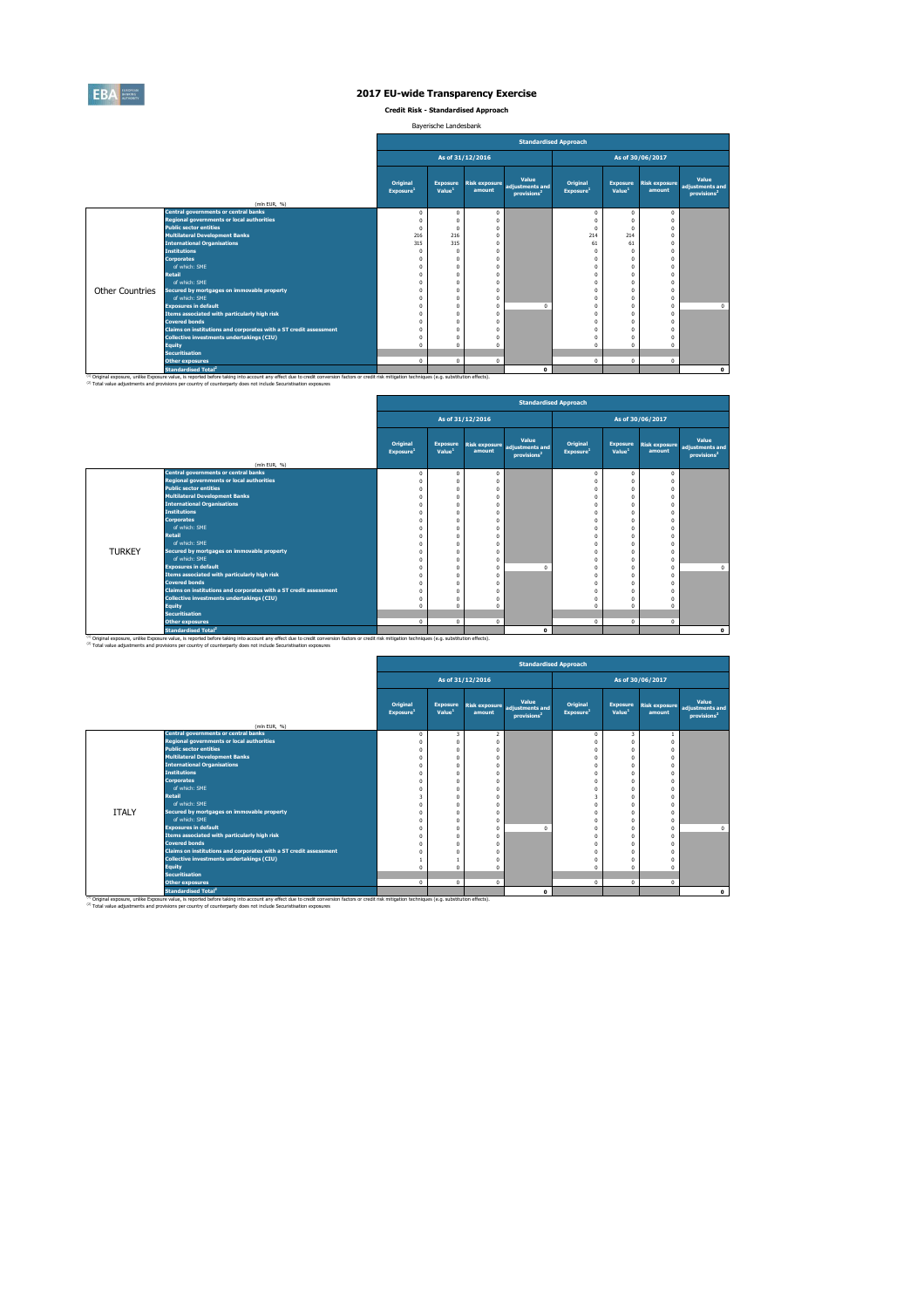# 2017 EU-wide Transparency Exercise

**Credit Risk - Standardised Approach**

Bayerische Landesbank

| | | Standardised Approach | | | | | | | |
|---|---|---|---|---|---|---|---|---|---|
| | | As of 31/12/2016 | | | | As of 30/06/2017 | | | |
| | (mln EUR, %) | Original Exposure[1] | Exposure Value[1] | Risk exposure amount | Value adjustments and provisions[2] | Original Exposure[1] | Exposure Value[1] | Risk exposure amount | Value adjustments and provisions[2] |
| Other Countries | Central governments or central banks | 0 | 0 | 0 | | 0 | 0 | 0 | |
| | Regional governments or local authorities | 0 | 0 | 0 | | 0 | 0 | 0 | |
| | Public sector entities | 0 | 0 | 0 | | 0 | 0 | 0 | |
| | Multilateral Development Banks | 216 | 216 | 0 | | 214 | 214 | 0 | |
| | International Organisations | 315 | 315 | 0 | | 61 | 61 | 0 | |
| | Institutions | 0 | 0 | 0 | | 0 | 0 | 0 | |
| | Corporates | 0 | 0 | 0 | | 0 | 0 | 0 | |
| | of which: SME | 0 | 0 | 0 | | 0 | 0 | 0 | |
| | Retail | 0 | 0 | 0 | | 0 | 0 | 0 | |
| | of which: SME | 0 | 0 | 0 | | 0 | 0 | 0 | |
| | Secured by mortgages on immovable property | 0 | 0 | 0 | | 0 | 0 | 0 | |
| | of which: SME | 0 | 0 | 0 | | 0 | 0 | 0 | |
| | Exposures in default | 0 | 0 | 0 | 0 | 0 | 0 | 0 | 0 |
| | Items associated with particularly high risk | 0 | 0 | 0 | | 0 | 0 | 0 | |
| | Covered bonds | 0 | 0 | 0 | | 0 | 0 | 0 | |
| | Claims on institutions and corporates with a ST credit assessment | 0 | 0 | 0 | | 0 | 0 | 0 | |
| | Collective investments undertakings (CIU) | 0 | 0 | 0 | | 0 | 0 | 0 | |
| | Equity | 0 | 0 | 0 | | 0 | 0 | 0 | |
| | Securitisation | | | | | | | | |
| | Other exposures | 0 | 0 | 0 | | 0 | 0 | 0 | |
| | Standardised Total[2] | | | | 0 | | | | 0 |

(1) Original exposure, unlike Exposure value, is reported before taking into account any effect due to credit conversion factors or credit risk mitigation techniques (e.g. substitution effects).
(2) Total value adjustments and provisions per country of counterparty does not include Securitisation exposures

| | | Standardised Approach | | | | | | | |
|---|---|---|---|---|---|---|---|---|---|
| | | As of 31/12/2016 | | | | As of 30/06/2017 | | | |
| | (mln EUR, %) | Original Exposure[1] | Exposure Value[1] | Risk exposure amount | Value adjustments and provisions[2] | Original Exposure[1] | Exposure Value[1] | Risk exposure amount | Value adjustments and provisions[2] |
| TURKEY | Central governments or central banks | 0 | 0 | 0 | | 0 | 0 | 0 | |
| | Regional governments or local authorities | 0 | 0 | 0 | | 0 | 0 | 0 | |
| | Public sector entities | 0 | 0 | 0 | | 0 | 0 | 0 | |
| | Multilateral Development Banks | 0 | 0 | 0 | | 0 | 0 | 0 | |
| | International Organisations | 0 | 0 | 0 | | 0 | 0 | 0 | |
| | Institutions | 0 | 0 | 0 | | 0 | 0 | 0 | |
| | Corporates | 0 | 0 | 0 | | 0 | 0 | 0 | |
| | of which: SME | 0 | 0 | 0 | | 0 | 0 | 0 | |
| | Retail | 0 | 0 | 0 | | 0 | 0 | 0 | |
| | of which: SME | 0 | 0 | 0 | | 0 | 0 | 0 | |
| | Secured by mortgages on immovable property | 0 | 0 | 0 | | 0 | 0 | 0 | |
| | of which: SME | 0 | 0 | 0 | | 0 | 0 | 0 | |
| | Exposures in default | 0 | 0 | 0 | 0 | 0 | 0 | 0 | 0 |
| | Items associated with particularly high risk | 0 | 0 | 0 | | 0 | 0 | 0 | |
| | Covered bonds | 0 | 0 | 0 | | 0 | 0 | 0 | |
| | Claims on institutions and corporates with a ST credit assessment | 0 | 0 | 0 | | 0 | 0 | 0 | |
| | Collective investments undertakings (CIU) | 0 | 0 | 0 | | 0 | 0 | 0 | |
| | Equity | 0 | 0 | 0 | | 0 | 0 | 0 | |
| | Securitisation | | | | | | | | |
| | Other exposures | 0 | 0 | 0 | | 0 | 0 | 0 | |
| | Standardised Total[2] | | | | 0 | | | | 0 |

(1) Original exposure, unlike Exposure value, is reported before taking into account any effect due to credit conversion factors or credit risk mitigation techniques (e.g. substitution effects).
(2) Total value adjustments and provisions per country of counterparty does not include Securitisation exposures

| | | Standardised Approach | | | | | | | |
|---|---|---|---|---|---|---|---|---|---|
| | | As of 31/12/2016 | | | | As of 30/06/2017 | | | |
| | (mln EUR, %) | Original Exposure[1] | Exposure Value[1] | Risk exposure amount | Value adjustments and provisions[2] | Original Exposure[1] | Exposure Value[1] | Risk exposure amount | Value adjustments and provisions[2] |
| ITALY | Central governments or central banks | 0 | 3 | 2 | | 0 | 3 | 1 | |
| | Regional governments or local authorities | 0 | 0 | 0 | | 0 | 0 | 0 | |
| | Public sector entities | 0 | 0 | 0 | | 0 | 0 | 0 | |
| | Multilateral Development Banks | 0 | 0 | 0 | | 0 | 0 | 0 | |
| | International Organisations | 0 | 0 | 0 | | 0 | 0 | 0 | |
| | Institutions | 0 | 0 | 0 | | 0 | 0 | 0 | |
| | Corporates | 0 | 0 | 0 | | 0 | 0 | 0 | |
| | of which: SME | 0 | 0 | 0 | | 0 | 0 | 0 | |
| | Retail | 3 | 0 | 0 | | 3 | 0 | 0 | |
| | of which: SME | 0 | 0 | 0 | | 0 | 0 | 0 | |
| | Secured by mortgages on immovable property | 0 | 0 | 0 | | 0 | 0 | 0 | |
| | of which: SME | 0 | 0 | 0 | | 0 | 0 | 0 | |
| | Exposures in default | 0 | 0 | 0 | 0 | 0 | 0 | 0 | 0 |
| | Items associated with particularly high risk | 0 | 0 | 0 | | 0 | 0 | 0 | |
| | Covered bonds | 0 | 0 | 0 | | 0 | 0 | 0 | |
| | Claims on institutions and corporates with a ST credit assessment | 0 | 0 | 0 | | 0 | 0 | 0 | |
| | Collective investments undertakings (CIU) | 1 | 1 | 0 | | 0 | 0 | 0 | |
| | Equity | 0 | 0 | 0 | | 0 | 0 | 0 | |
| | Securitisation | | | | | | | | |
| | Other exposures | 0 | 0 | 0 | | 0 | 0 | 0 | |
| | Standardised Total[2] | | | | 0 | | | | 0 |

(1) Original exposure, unlike Exposure value, is reported before taking into account any effect due to credit conversion factors or credit risk mitigation techniques (e.g. substitution effects).
(2) Total value adjustments and provisions per country of counterparty does not include Securitisation exposures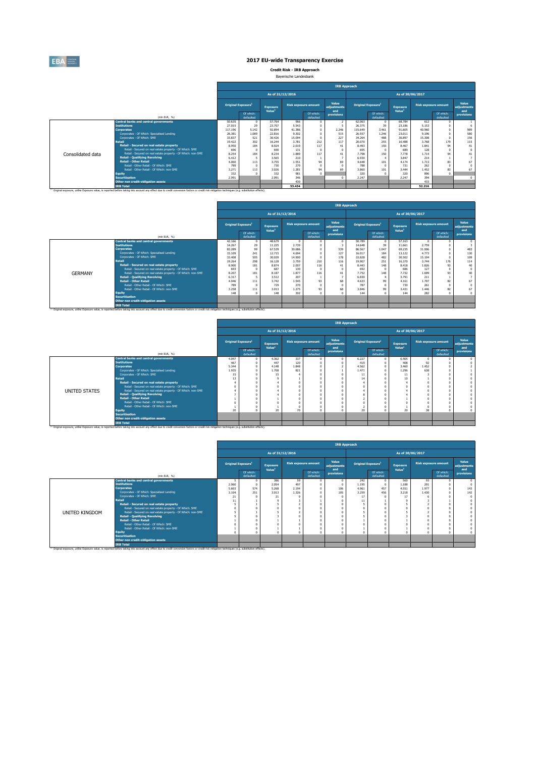# 2017 EU-wide Transparency Exercise

**Credit Risk - IRB Approach**

Bayerische Landesbank

## Consolidated data

| (mln EUR, %) | As of 31/12/2016 Original Exposure[1] | Of which: defaulted | Exposure Value[1] | Risk exposure amount | Of which: defaulted | Value adjustments and provisions | As of 30/06/2017 Original Exposure[1] | Of which: defaulted | Exposure Value[1] | Risk exposure amount | Of which: defaulted | Value adjustments and provisions |
|---|---|---|---|---|---|---|---|---|---|---|---|---|
| Central banks and central governments | 50.635 | 0 | 57.764 | 966 | 0 | 2 | 62.063 | 0 | 68.784 | 612 | 0 | 1 |
| Institutions | 27.015 | 29 | 23.707 | 5.543 | 0 | 5 | 26.375 | 39 | 23.186 | 5.153 | 0 | 6 |
| Corporates | 117.196 | 5.142 | 92.894 | 41.386 | 0 | 2.246 | 115.649 | 3.461 | 91.605 | 40.960 | 0 | 989 |
| Corporates - Of Which: Specialised Lending | 26.381 | 1.089 | 22.816 | 9.302 | 0 | 515 | 26.937 | 1.246 | 23.011 | 9.196 | 0 | 580 |
| Corporates - Of Which: SME | 33.837 | 521 | 30.426 | 15.094 | 0 | 227 | 34.264 | 488 | 30.897 | 15.308 | 0 | 156 |
| Retail | 19.422 | 302 | 16.244 | 3.781 | 212 | 117 | 20.070 | 255 | 16.488 | 3.768 | 179 | 115 |
| Retail - Secured on real estate property | 8.950 | 184 | 8.924 | 2.019 | 117 | 41 | 8.493 | 150 | 8.467 | 1.841 | 94 | 41 |
| Retail - Secured on real estate property - Of Which: SME | 696 | 0 | 690 | 131 | 0 | 0 | 695 | 0 | 689 | 128 | 0 | 0 |
| Retail - Secured on real estate property - Of Which: non-SME | 8.254 | 184 | 8.234 | 1.889 | 117 | 41 | 7.798 | 150 | 7.778 | 1.714 | 94 | 41 |
| Retail - Qualifying Revolving | 6.412 | 5 | 3.565 | 210 | 1 | 7 | 6.930 | 4 | 3.847 | 214 | 1 | 7 |
| Retail - Other Retail | 4.060 | 113 | 3.755 | 1.551 | 94 | 69 | 4.648 | 101 | 4.174 | 1.713 | 83 | 67 |
| Retail - Other Retail - Of Which: SME | 789 | 0 | 730 | 270 | 0 | 0 | 788 | 0 | 731 | 262 | 0 | 0 |
| Retail - Other Retail - Of Which: non-SME | 3.271 | 113 | 3.026 | 1.281 | 94 | 69 | 3.860 | 101 | 3.444 | 1.452 | 83 | 67 |
| Equity | 332 | 0 | 332 | 981 | 0 | | 320 | 0 | 320 | 896 | 0 | |
| Securitisation | 2.091 | | 2.091 | 346 | | 0 | 2.247 | | 2.247 | 394 | | 0 |
| Other non credit-obligation assets | | | | 430 | | | | | | 433 | | |
| IRB Total | | | | 53.434 | | | | | | 52.216 | | |

[1] Original exposure, unlike Exposure value, is reported before taking into account any effect due to credit conversion factors or credit risk mitigation techniques (e.g. substitution effects).

## GERMANY

| (mln EUR, %) | As of 31/12/2016 Original Exposure[1] | Of which: defaulted | Exposure Value[1] | Risk exposure amount | Of which: defaulted | Value adjustments and provisions | As of 30/06/2017 Original Exposure[1] | Of which: defaulted | Exposure Value[1] | Risk exposure amount | Of which: defaulted | Value adjustments and provisions |
|---|---|---|---|---|---|---|---|---|---|---|---|---|
| Central banks and central governments | 42.166 | 0 | 48.679 | 0 | 0 | 0 | 50.789 | 0 | 57.163 | 0 | 0 | 0 |
| Institutions | 14.267 | 29 | 11.225 | 2.739 | 0 | 3 | 14.648 | 39 | 11.661 | 2.759 | 0 | 3 |
| Corporates | 83.289 | 99 | 67.539 | 30.686 | 0 | 539 | 86.567 | 1.047 | 69.235 | 31.006 | 0 | 483 |
| Corporates - Of Which: Specialised Lending | 15.109 | 241 | 12.715 | 4.694 | 0 | 127 | 16.017 | 184 | 13.122 | 4.773 | 0 | 130 |
| Corporates - Of Which: SME | 33.408 | 505 | 30.039 | 14.900 | 0 | 178 | 33.828 | 482 | 30.502 | 15.104 | 0 | 109 |
| Retail | 19.264 | 298 | 16.128 | 3.759 | 210 | 116 | 19.907 | 251 | 16.370 | 3.744 | 176 | 114 |
| Retail - Secured on real estate property | 8.900 | 181 | 8.874 | 2.007 | 116 | 41 | 8.443 | 148 | 8.418 | 1.826 | 93 | 40 |
| Retail - Secured on real estate property - Of Which: SME | 693 | 0 | 687 | 130 | 0 | 0 | 692 | 0 | 686 | 127 | 0 | 0 |
| Retail - Secured on real estate property - Of Which: non-SME | 8.207 | 181 | 8.187 | 1.877 | 116 | 41 | 7.752 | 148 | 7.732 | 1.699 | 93 | 40 |
| Retail - Qualifying Revolving | 6.317 | 5 | 3.512 | 207 | 1 | 7 | 6.830 | 4 | 3.791 | 211 | 1 | 7 |
| Retail - Other Retail | 4.046 | 111 | 3.742 | 1.545 | 93 | 68 | 4.633 | 99 | 4.161 | 1.707 | 82 | 67 |
| Retail - Other Retail - Of Which: SME | 789 | 0 | 729 | 270 | 0 | 0 | 787 | 0 | 730 | 261 | 0 | 0 |
| Retail - Other Retail - Of Which: non-SME | 3.258 | 111 | 3.013 | 1.275 | 93 | 68 | 3.846 | 99 | 3.431 | 1.446 | 82 | 67 |
| Equity | 148 | 0 | 148 | 302 | 0 | 0 | 144 | 0 | 144 | 282 | 0 | 0 |
| Securitisation | | | | | | | | | | | | |
| Other non credit-obligation assets | | | | | | | | | | | | |
| IRB Total | | | | | | | | | | | | |

[1] Original exposure, unlike Exposure value, is reported before taking into account any effect due to credit conversion factors or credit risk mitigation techniques (e.g. substitution effects).

## UNITED STATES

| (mln EUR, %) | As of 31/12/2016 Original Exposure[1] | Of which: defaulted | Exposure Value[1] | Risk exposure amount | Of which: defaulted | Value adjustments and provisions | As of 30/06/2017 Original Exposure[1] | Of which: defaulted | Exposure Value[1] | Risk exposure amount | Of which: defaulted | Value adjustments and provisions |
|---|---|---|---|---|---|---|---|---|---|---|---|---|
| Central banks and central governments | 4.047 | 0 | 4.362 | 337 | 0 | 0 | 6.227 | 0 | 6.405 | 0 | 0 | 0 |
| Institutions | 467 | 0 | 447 | 120 | 0 | 0 | 419 | 0 | 408 | 92 | 0 | 0 |
| Corporates | 5.344 | 0 | 4.148 | 1.848 | 0 | 2 | 4.562 | 0 | 3.460 | 1.452 | 0 | 2 |
| Corporates - Of Which: Specialised Lending | 1.935 | 0 | 1.708 | 821 | 0 | 1 | 1.471 | 0 | 1.296 | 638 | 0 | 1 |
| Corporates - Of Which: SME | 15 | 0 | 15 | 4 | 0 | 0 | 11 | 0 | 11 | 3 | 0 | 0 |
| Retail | 13 | 0 | 9 | 1 | 0 | 0 | 14 | 0 | 10 | 1 | 0 | 0 |
| Retail - Secured on real estate property | 4 | 0 | 4 | 0 | 0 | 0 | 4 | 0 | 4 | 0 | 0 | 0 |
| Retail - Secured on real estate property - Of Which: SME | 0 | 0 | 0 | 0 | 0 | 0 | 0 | 0 | 0 | 0 | 0 | 0 |
| Retail - Secured on real estate property - Of Which: non-SME | 4 | 0 | 4 | 0 | 0 | 0 | 4 | 0 | 4 | 0 | 0 | 0 |
| Retail - Qualifying Revolving | 7 | 0 | 4 | 0 | 0 | 0 | 8 | 0 | 4 | 0 | 0 | 0 |
| Retail - Other Retail | 1 | 0 | 1 | 0 | 0 | 0 | 2 | 0 | 1 | 0 | 0 | 0 |
| Retail - Other Retail - Of Which: SME | 0 | 0 | 0 | 0 | 0 | 0 | 0 | 0 | 0 | 0 | 0 | 0 |
| Retail - Other Retail - Of Which: non-SME | 1 | 0 | 1 | 0 | 0 | 0 | 2 | 0 | 1 | 0 | 0 | 0 |
| Equity | 20 | 0 | 20 | 70 | 0 | 0 | 20 | 0 | 20 | 38 | 0 | 0 |
| Securitisation | | | | | | | | | | | | |
| Other non credit-obligation assets | | | | | | | | | | | | |
| IRB Total | | | | | | | | | | | | |

[1] Original exposure, unlike Exposure value, is reported before taking into account any effect due to credit conversion factors or credit risk mitigation techniques (e.g. substitution effects).

## UNITED KINGDOM

| (mln EUR, %) | As of 31/12/2016 Original Exposure[1] | Of which: defaulted | Exposure Value[1] | Risk exposure amount | Of which: defaulted | Value adjustments and provisions | As of 30/06/2017 Original Exposure[1] | Of which: defaulted | Exposure Value[1] | Risk exposure amount | Of which: defaulted | Value adjustments and provisions |
|---|---|---|---|---|---|---|---|---|---|---|---|---|
| Central banks and central governments | 5 | 0 | 386 | 59 | 0 | 0 | 242 | 0 | 560 | 93 | 0 | 0 |
| Institutions | 2.060 | 0 | 2.054 | 497 | 0 | 0 | 1.195 | 0 | 1.188 | 291 | 0 | 0 |
| Corporates | 5.603 | 574 | 5.268 | 2.194 | 0 | 106 | 4.961 | 457 | 4.551 | 1.977 | 0 | 143 |
| Corporates - Of Which: Specialised Lending | 3.104 | 251 | 3.013 | 1.326 | 0 | 105 | 3.259 | 456 | 3.218 | 1.430 | 0 | 142 |
| Corporates - Of Which: SME | 21 | 0 | 21 | 9 | 0 | 0 | 17 | 0 | 17 | 6 | 0 | 0 |
| Retail | 11 | 1 | 9 | 3 | 1 | 0 | 11 | 1 | 9 | 3 | 1 | 0 |
| Retail - Secured on real estate property | 5 | 1 | 5 | 2 | 1 | 0 | 5 | 0 | 5 | 2 | 0 | 0 |
| Retail - Secured on real estate property - Of Which: SME | 0 | 0 | 0 | 0 | 0 | 0 | 0 | 0 | 0 | 0 | 0 | 0 |
| Retail - Secured on real estate property - Of Which: non-SME | 5 | 1 | 5 | 2 | 1 | 0 | 5 | 0 | 5 | 2 | 0 | 0 |
| Retail - Qualifying Revolving | 5 | 0 | 3 | 0 | 0 | 0 | 5 | 0 | 3 | 0 | 0 | 0 |
| Retail - Other Retail | 1 | 0 | 1 | 1 | 0 | 0 | 1 | 0 | 1 | 0 | 0 | 0 |
| Retail - Other Retail - Of Which: SME | 0 | 0 | 0 | 0 | 0 | 0 | 0 | 0 | 0 | 0 | 0 | 0 |
| Retail - Other Retail - Of Which: non-SME | 1 | 0 | 1 | 1 | 0 | 0 | 1 | 0 | 1 | 0 | 0 | 0 |
| Equity | 0 | 0 | 0 | 0 | 0 | 0 | 0 | 0 | 0 | 0 | 0 | 0 |
| Securitisation | | | | | | | | | | | | |
| Other non credit-obligation assets | | | | | | | | | | | | |
| IRB Total | | | | | | | | | | | | |

[1] Original exposure, unlike Exposure value, is reported before taking into account any effect due to credit conversion factors or credit risk mitigation techniques (e.g. substitution effects).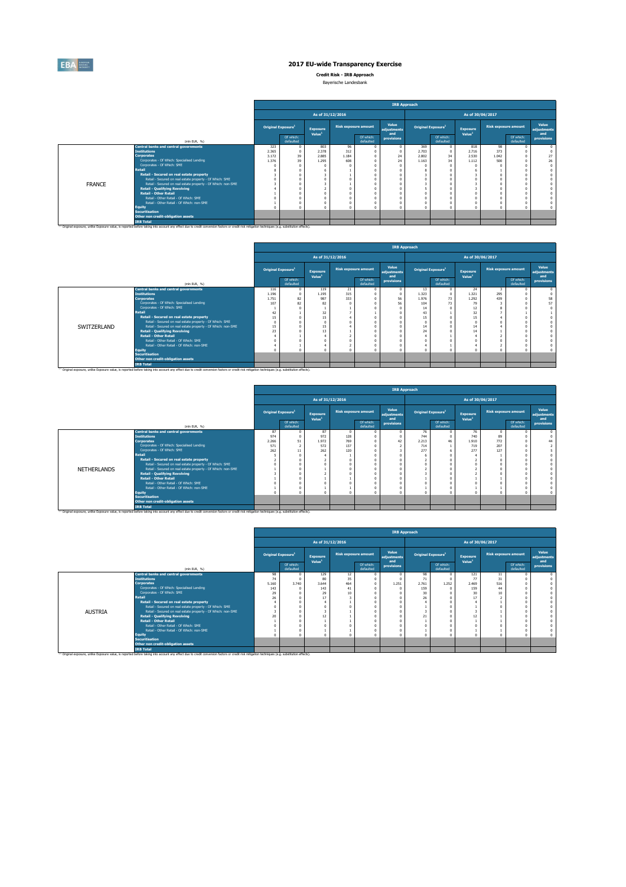# 2017 EU-wide Transparency Exercise

**Credit Risk - IRB Approach**

Bayerische Landesbank

| | | IRB Approach | | | | | | | | | | |
|---|---|---|---|---|---|---|---|---|---|---|---|---|
| | | As of 31/12/2016 | | | | | | As of 30/06/2017 | | | | |
| | | Original Exposure[1] | | Exposure Value[1] | Risk exposure amount | | Value adjustments and provisions | Original Exposure[1] | | Exposure Value[1] | Risk exposure amount | | Value adjustments and provisions |
| | (mln EUR, %) | | Of which: defaulted | | | Of which: defaulted | | | Of which: defaulted | | | Of which: defaulted | |
| FRANCE | Central banks and central governments | 323 | 0 | 803 | 96 | 0 | 0 | 369 | 0 | 818 | 98 | 0 | 0 |
| | Institutions | 2.365 | 0 | 2.378 | 312 | 0 | 0 | 2.703 | 0 | 2.716 | 373 | 0 | 0 |
| | Corporates | 3.172 | 39 | 2.885 | 1.184 | 0 | 24 | 2.802 | 34 | 2.530 | 1.042 | 0 | 27 |
| | Corporates - Of Which: Specialised Lending | 1.376 | 39 | 1.295 | 608 | 0 | 24 | 1.163 | 34 | 1.112 | 500 | 0 | 26 |
| | Corporates - Of Which: SME | 0 | 0 | 0 | 0 | 0 | 0 | 0 | 0 | 0 | 0 | 0 | 0 |
| | Retail | 8 | 0 | 6 | 1 | 0 | 0 | 8 | 0 | 6 | 1 | 0 | 0 |
| | Retail - Secured on real estate property | 3 | 0 | 3 | 1 | 0 | 0 | 3 | 0 | 3 | 0 | 0 | 0 |
| | Retail - Secured on real estate property - Of Which: SME | 0 | 0 | 0 | 0 | 0 | 0 | 0 | 0 | 0 | 0 | 0 | 0 |
| | Retail - Secured on real estate property - Of Which: non-SME | 3 | 0 | 3 | 1 | 0 | 0 | 3 | 0 | 3 | 0 | 0 | 0 |
| | Retail - Qualifying Revolving | 4 | 0 | 2 | 0 | 0 | 0 | 5 | 0 | 3 | 0 | 0 | 0 |
| | Retail - Other Retail | 1 | 0 | 0 | 0 | 0 | 0 | 0 | 0 | 0 | 0 | 0 | 0 |
| | Retail - Other Retail - Of Which: SME | 0 | 0 | 0 | 0 | 0 | 0 | 0 | 0 | 0 | 0 | 0 | 0 |
| | Retail - Other Retail - Of Which: non-SME | 1 | 0 | 0 | 0 | 0 | 0 | 0 | 0 | 0 | 0 | 0 | 0 |
| | Equity | 0 | 0 | 0 | 0 | 0 | 0 | 0 | 0 | 0 | 0 | 0 | 0 |
| | Securitisation | | | | | | | | | | | | |
| | Other non credit-obligation assets | | | | | | | | | | | | |
| | IRB Total | | | | | | | | | | | | |

(1) Original exposure, unlike Exposure value, is reported before taking into account any effect due to credit conversion factors or credit risk mitigation techniques (e.g. substitution effects).

| | | IRB Approach | | | | | | | | | | |
|---|---|---|---|---|---|---|---|---|---|---|---|---|
| | | As of 31/12/2016 | | | | | | As of 30/06/2017 | | | | |
| | | Original Exposure[1] | | Exposure Value[1] | Risk exposure amount | | Value adjustments and provisions | Original Exposure[1] | | Exposure Value[1] | Risk exposure amount | | Value adjustments and provisions |
| | (mln EUR, %) | | Of which: defaulted | | | Of which: defaulted | | | Of which: defaulted | | | Of which: defaulted | |
| SWITZERLAND | Central banks and central governments | 116 | 0 | 119 | 21 | 0 | 0 | 13 | 0 | 24 | 3 | 0 | 0 |
| | Institutions | 1.196 | 0 | 1.195 | 315 | 0 | 0 | 1.323 | 0 | 1.321 | 295 | 0 | 0 |
| | Corporates | 1.751 | 82 | 987 | 333 | 0 | 56 | 1.976 | 73 | 1.292 | 439 | 0 | 58 |
| | Corporates - Of Which: Specialised Lending | 107 | 82 | 82 | 0 | 0 | 56 | 104 | 73 | 79 | 3 | 0 | 57 |
| | Corporates - Of Which: SME | 1 | 0 | 1 | 1 | 0 | 0 | 14 | 0 | 12 | 8 | 0 | 0 |
| | Retail | 42 | 1 | 32 | 7 | 1 | 0 | 43 | 1 | 32 | 7 | 1 | 1 |
| | Retail - Secured on real estate property | 15 | 0 | 15 | 4 | 0 | 0 | 15 | 0 | 15 | 4 | 0 | 0 |
| | Retail - Secured on real estate property - Of Which: SME | 0 | 0 | 0 | 0 | 0 | 0 | 0 | 0 | 0 | 0 | 0 | 0 |
| | Retail - Secured on real estate property - Of Which: non-SME | 15 | 0 | 15 | 4 | 0 | 0 | 14 | 0 | 14 | 4 | 0 | 0 |
| | Retail - Qualifying Revolving | 23 | 0 | 13 | 1 | 0 | 0 | 24 | 0 | 14 | 1 | 0 | 0 |
| | Retail - Other Retail | 4 | 1 | 4 | 2 | 0 | 0 | 4 | 1 | 4 | 2 | 0 | 0 |
| | Retail - Other Retail - Of Which: SME | 0 | 0 | 0 | 0 | 0 | 0 | 0 | 0 | 0 | 0 | 0 | 0 |
| | Retail - Other Retail - Of Which: non-SME | 4 | 1 | 4 | 2 | 0 | 0 | 4 | 1 | 4 | 2 | 0 | 0 |
| | Equity | 0 | 0 | 0 | 0 | 0 | 0 | 0 | 0 | 0 | 0 | 0 | 0 |
| | Securitisation | | | | | | | | | | | | |
| | Other non credit-obligation assets | | | | | | | | | | | | |
| | IRB Total | | | | | | | | | | | | |

(1) Original exposure, unlike Exposure value, is reported before taking into account any effect due to credit conversion factors or credit risk mitigation techniques (e.g. substitution effects).

| | | IRB Approach | | | | | | | | | | |
|---|---|---|---|---|---|---|---|---|---|---|---|---|
| | | As of 31/12/2016 | | | | | | As of 30/06/2017 | | | | |
| | | Original Exposure[1] | | Exposure Value[1] | Risk exposure amount | | Value adjustments and provisions | Original Exposure[1] | | Exposure Value[1] | Risk exposure amount | | Value adjustments and provisions |
| | (mln EUR, %) | | Of which: defaulted | | | Of which: defaulted | | | Of which: defaulted | | | Of which: defaulted | |
| NETHERLANDS | Central banks and central governments | 87 | 0 | 87 | 0 | 0 | 0 | 76 | 0 | 76 | 0 | 0 | 0 |
| | Institutions | 974 | 0 | 972 | 128 | 0 | 0 | 744 | 0 | 740 | 89 | 0 | 0 |
| | Corporates | 2.266 | 51 | 1.972 | 769 | 0 | 42 | 2.213 | 46 | 1.910 | 772 | 0 | 44 |
| | Corporates - Of Which: Specialised Lending | 571 | 2 | 572 | 137 | 0 | 2 | 714 | 1 | 719 | 207 | 0 | 2 |
| | Corporates - Of Which: SME | 262 | 11 | 262 | 120 | 0 | 3 | 277 | 6 | 277 | 127 | 0 | 5 |
| | Retail | 5 | 0 | 4 | 1 | 0 | 0 | 6 | 0 | 4 | 1 | 0 | 0 |
| | Retail - Secured on real estate property | 2 | 0 | 2 | 0 | 0 | 0 | 2 | 0 | 2 | 0 | 0 | 0 |
| | Retail - Secured on real estate property - Of Which: SME | 0 | 0 | 0 | 0 | 0 | 0 | 0 | 0 | 0 | 0 | 0 | 0 |
| | Retail - Secured on real estate property - Of Which: non-SME | 1 | 0 | 1 | 0 | 0 | 0 | 2 | 0 | 2 | 0 | 0 | 0 |
| | Retail - Qualifying Revolving | 3 | 0 | 2 | 0 | 0 | 0 | 3 | 0 | 2 | 0 | 0 | 0 |
| | Retail - Other Retail | 1 | 0 | 1 | 1 | 0 | 0 | 1 | 0 | 1 | 1 | 0 | 0 |
| | Retail - Other Retail - Of Which: SME | 0 | 0 | 0 | 0 | 0 | 0 | 0 | 0 | 0 | 0 | 0 | 0 |
| | Retail - Other Retail - Of Which: non-SME | 1 | 0 | 1 | 1 | 0 | 0 | 1 | 0 | 1 | 1 | 0 | 0 |
| | Equity | 0 | 0 | 0 | 0 | 0 | 0 | 0 | 0 | 0 | 0 | 0 | 0 |
| | Securitisation | | | | | | | | | | | | |
| | Other non credit-obligation assets | | | | | | | | | | | | |
| | IRB Total | | | | | | | | | | | | |

(1) Original exposure, unlike Exposure value, is reported before taking into account any effect due to credit conversion factors or credit risk mitigation techniques (e.g. substitution effects).

| | | IRB Approach | | | | | | | | | | |
|---|---|---|---|---|---|---|---|---|---|---|---|---|
| | | As of 31/12/2016 | | | | | | As of 30/06/2017 | | | | |
| | | Original Exposure[1] | | Exposure Value[1] | Risk exposure amount | | Value adjustments and provisions | Original Exposure[1] | | Exposure Value[1] | Risk exposure amount | | Value adjustments and provisions |
| | (mln EUR, %) | | Of which: defaulted | | | Of which: defaulted | | | Of which: defaulted | | | Of which: defaulted | |
| AUSTRIA | Central banks and central governments | 98 | 0 | 129 | 12 | 0 | 0 | 98 | 0 | 121 | 11 | 0 | 0 |
| | Institutions | 74 | 0 | 80 | 35 | 0 | 0 | 71 | 0 | 77 | 31 | 0 | 0 |
| | Corporates | 5.160 | 3.740 | 3.644 | 464 | 0 | 1.251 | 2.761 | 1.252 | 2.469 | 516 | 0 | 0 |
| | Corporates - Of Which: Specialised Lending | 143 | 0 | 143 | 41 | 0 | 0 | 159 | 0 | 159 | 44 | 0 | 0 |
| | Corporates - Of Which: SME | 29 | 0 | 29 | 10 | 0 | 0 | 30 | 0 | 30 | 10 | 0 | 0 |
| | Retail | 26 | 0 | 17 | 3 | 0 | 0 | 26 | 0 | 17 | 2 | 0 | 0 |
| | Retail - Secured on real estate property | 4 | 0 | 4 | 1 | 0 | 0 | 4 | 0 | 4 | 1 | 0 | 0 |
| | Retail - Secured on real estate property - Of Which: SME | 0 | 0 | 0 | 0 | 0 | 0 | 1 | 0 | 1 | 0 | 0 | 0 |
| | Retail - Secured on real estate property - Of Which: non-SME | 3 | 0 | 3 | 1 | 0 | 0 | 3 | 0 | 3 | 1 | 0 | 0 |
| | Retail - Qualifying Revolving | 20 | 0 | 12 | 1 | 0 | 0 | 21 | 0 | 12 | 1 | 0 | 0 |
| | Retail - Other Retail | 1 | 0 | 1 | 1 | 0 | 0 | 1 | 0 | 1 | 1 | 0 | 0 |
| | Retail - Other Retail - Of Which: SME | 0 | 0 | 0 | 0 | 0 | 0 | 0 | 0 | 0 | 0 | 0 | 0 |
| | Retail - Other Retail - Of Which: non-SME | 1 | 0 | 1 | 1 | 0 | 0 | 1 | 0 | 1 | 1 | 0 | 0 |
| | Equity | 0 | 0 | 0 | 0 | 0 | 0 | 0 | 0 | 0 | 0 | 0 | 0 |
| | Securitisation | | | | | | | | | | | | |
| | Other non credit-obligation assets | | | | | | | | | | | | |
| | IRB Total | | | | | | | | | | | | |

(1) Original exposure, unlike Exposure value, is reported before taking into account any effect due to credit conversion factors or credit risk mitigation techniques (e.g. substitution effects).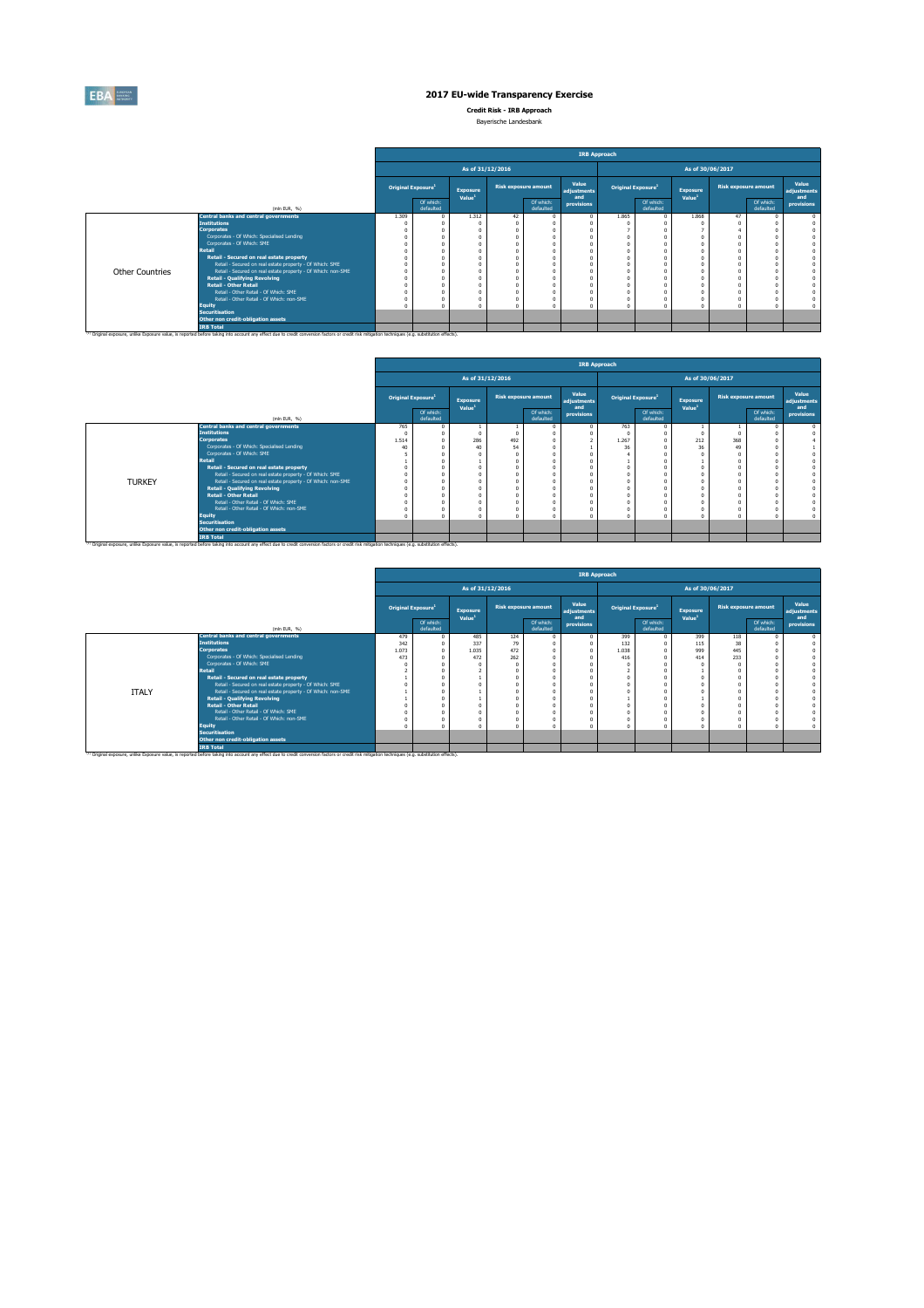# 2017 EU-wide Transparency Exercise

**Credit Risk - IRB Approach**

Bayerische Landesbank

| | (mln EUR, %) | IRB Approach | | | | | | | | | | | |
|---|---|---|---|---|---|---|---|---|---|---|---|---|---|
| | | As of 31/12/2016 | | | | | | As of 30/06/2017 | | | | | |
| | | Original Exposure[1] | | Exposure Value[1] | Risk exposure amount | | Value adjustments and provisions | Original Exposure[1] | | Exposure Value[1] | Risk exposure amount | | Value adjustments and provisions |
| | | | Of which: defaulted | | | Of which: defaulted | | | Of which: defaulted | | | Of which: defaulted | |
| Other Countries | Central banks and central governments | 1.309 | 0 | 1.312 | 42 | 0 | 0 | 1.865 | 0 | 1.868 | 47 | 0 | 0 |
| | Institutions | 0 | 0 | 0 | 0 | 0 | 0 | 0 | 0 | 0 | 0 | 0 | 0 |
| | Corporates | 0 | 0 | 0 | 0 | 0 | 0 | 7 | 0 | 7 | 4 | 0 | 0 |
| | Corporates - Of Which: Specialised Lending | 0 | 0 | 0 | 0 | 0 | 0 | 0 | 0 | 0 | 0 | 0 | 0 |
| | Corporates - Of Which: SME | 0 | 0 | 0 | 0 | 0 | 0 | 0 | 0 | 0 | 0 | 0 | 0 |
| | Retail | 0 | 0 | 0 | 0 | 0 | 0 | 0 | 0 | 0 | 0 | 0 | 0 |
| | Retail - Secured on real estate property | 0 | 0 | 0 | 0 | 0 | 0 | 0 | 0 | 0 | 0 | 0 | 0 |
| | Retail - Secured on real estate property - Of Which: SME | 0 | 0 | 0 | 0 | 0 | 0 | 0 | 0 | 0 | 0 | 0 | 0 |
| | Retail - Secured on real estate property - Of Which: non-SME | 0 | 0 | 0 | 0 | 0 | 0 | 0 | 0 | 0 | 0 | 0 | 0 |
| | Retail - Qualifying Revolving | 0 | 0 | 0 | 0 | 0 | 0 | 0 | 0 | 0 | 0 | 0 | 0 |
| | Retail - Other Retail | 0 | 0 | 0 | 0 | 0 | 0 | 0 | 0 | 0 | 0 | 0 | 0 |
| | Retail - Other Retail - Of Which: SME | 0 | 0 | 0 | 0 | 0 | 0 | 0 | 0 | 0 | 0 | 0 | 0 |
| | Retail - Other Retail - Of Which: non-SME | 0 | 0 | 0 | 0 | 0 | 0 | 0 | 0 | 0 | 0 | 0 | 0 |
| | Equity | 0 | 0 | 0 | 0 | 0 | 0 | 0 | 0 | 0 | 0 | 0 | 0 |
| | Securitisation | | | | | | | | | | | | |
| | Other non credit-obligation assets | | | | | | | | | | | | |
| | IRB Total | | | | | | | | | | | | |

[1] Original exposure, unlike Exposure value, is reported before taking into account any effect due to credit conversion factors or credit risk mitigation techniques (e.g. substitution effects).

| | (mln EUR, %) | IRB Approach | | | | | | | | | | | |
|---|---|---|---|---|---|---|---|---|---|---|---|---|---|
| | | As of 31/12/2016 | | | | | | As of 30/06/2017 | | | | | |
| | | Original Exposure[1] | | Exposure Value[1] | Risk exposure amount | | Value adjustments and provisions | Original Exposure[1] | | Exposure Value[1] | Risk exposure amount | | Value adjustments and provisions |
| | | | Of which: defaulted | | | Of which: defaulted | | | Of which: defaulted | | | Of which: defaulted | |
| TURKEY | Central banks and central governments | 765 | 0 | 1 | 1 | 0 | 0 | 763 | 0 | 1 | 1 | 0 | 0 |
| | Institutions | 0 | 0 | 0 | 0 | 0 | 0 | 0 | 0 | 0 | 0 | 0 | 0 |
| | Corporates | 1.514 | 0 | 286 | 492 | 0 | 2 | 1.267 | 0 | 212 | 368 | 0 | 4 |
| | Corporates - Of Which: Specialised Lending | 40 | 0 | 40 | 54 | 0 | 1 | 36 | 0 | 36 | 49 | 0 | 1 |
| | Corporates - Of Which: SME | 5 | 0 | 0 | 0 | 0 | 0 | 4 | 0 | 0 | 0 | 0 | 0 |
| | Retail | 1 | 0 | 1 | 0 | 0 | 0 | 1 | 0 | 1 | 0 | 0 | 0 |
| | Retail - Secured on real estate property | 0 | 0 | 0 | 0 | 0 | 0 | 0 | 0 | 0 | 0 | 0 | 0 |
| | Retail - Secured on real estate property - Of Which: SME | 0 | 0 | 0 | 0 | 0 | 0 | 0 | 0 | 0 | 0 | 0 | 0 |
| | Retail - Secured on real estate property - Of Which: non-SME | 0 | 0 | 0 | 0 | 0 | 0 | 0 | 0 | 0 | 0 | 0 | 0 |
| | Retail - Qualifying Revolving | 0 | 0 | 0 | 0 | 0 | 0 | 0 | 0 | 0 | 0 | 0 | 0 |
| | Retail - Other Retail | 0 | 0 | 0 | 0 | 0 | 0 | 0 | 0 | 0 | 0 | 0 | 0 |
| | Retail - Other Retail - Of Which: SME | 0 | 0 | 0 | 0 | 0 | 0 | 0 | 0 | 0 | 0 | 0 | 0 |
| | Retail - Other Retail - Of Which: non-SME | 0 | 0 | 0 | 0 | 0 | 0 | 0 | 0 | 0 | 0 | 0 | 0 |
| | Equity | 0 | 0 | 0 | 0 | 0 | 0 | 0 | 0 | 0 | 0 | 0 | 0 |
| | Securitisation | | | | | | | | | | | | |
| | Other non credit-obligation assets | | | | | | | | | | | | |
| | IRB Total | | | | | | | | | | | | |

[1] Original exposure, unlike Exposure value, is reported before taking into account any effect due to credit conversion factors or credit risk mitigation techniques (e.g. substitution effects).

| | (mln EUR, %) | IRB Approach | | | | | | | | | | | |
|---|---|---|---|---|---|---|---|---|---|---|---|---|---|
| | | As of 31/12/2016 | | | | | | As of 30/06/2017 | | | | | |
| | | Original Exposure[1] | | Exposure Value[1] | Risk exposure amount | | Value adjustments and provisions | Original Exposure[1] | | Exposure Value[1] | Risk exposure amount | | Value adjustments and provisions |
| | | | Of which: defaulted | | | Of which: defaulted | | | Of which: defaulted | | | Of which: defaulted | |
| ITALY | Central banks and central governments | 479 | 0 | 485 | 124 | 0 | 0 | 399 | 0 | 399 | 118 | 0 | 0 |
| | Institutions | 342 | 0 | 337 | 79 | 0 | 0 | 132 | 0 | 115 | 38 | 0 | 0 |
| | Corporates | 1.073 | 0 | 1.035 | 472 | 0 | 0 | 1.038 | 0 | 999 | 445 | 0 | 0 |
| | Corporates - Of Which: Specialised Lending | 473 | 0 | 472 | 262 | 0 | 0 | 416 | 0 | 414 | 233 | 0 | 0 |
| | Corporates - Of Which: SME | 0 | 0 | 0 | 0 | 0 | 0 | 0 | 0 | 0 | 0 | 0 | 0 |
| | Retail | 2 | 0 | 2 | 0 | 0 | 0 | 2 | 0 | 1 | 0 | 0 | 0 |
| | Retail - Secured on real estate property | 1 | 0 | 1 | 0 | 0 | 0 | 0 | 0 | 0 | 0 | 0 | 0 |
| | Retail - Secured on real estate property - Of Which: SME | 0 | 0 | 0 | 0 | 0 | 0 | 0 | 0 | 0 | 0 | 0 | 0 |
| | Retail - Secured on real estate property - Of Which: non-SME | 1 | 0 | 1 | 0 | 0 | 0 | 0 | 0 | 0 | 0 | 0 | 0 |
| | Retail - Qualifying Revolving | 1 | 0 | 1 | 0 | 0 | 0 | 1 | 0 | 1 | 0 | 0 | 0 |
| | Retail - Other Retail | 0 | 0 | 0 | 0 | 0 | 0 | 0 | 0 | 0 | 0 | 0 | 0 |
| | Retail - Other Retail - Of Which: SME | 0 | 0 | 0 | 0 | 0 | 0 | 0 | 0 | 0 | 0 | 0 | 0 |
| | Retail - Other Retail - Of Which: non-SME | 0 | 0 | 0 | 0 | 0 | 0 | 0 | 0 | 0 | 0 | 0 | 0 |
| | Equity | 0 | 0 | 0 | 0 | 0 | 0 | 0 | 0 | 0 | 0 | 0 | 0 |
| | Securitisation | | | | | | | | | | | | |
| | Other non credit-obligation assets | | | | | | | | | | | | |
| | IRB Total | | | | | | | | | | | | |

[1] Original exposure, unlike Exposure value, is reported before taking into account any effect due to credit conversion factors or credit risk mitigation techniques (e.g. substitution effects).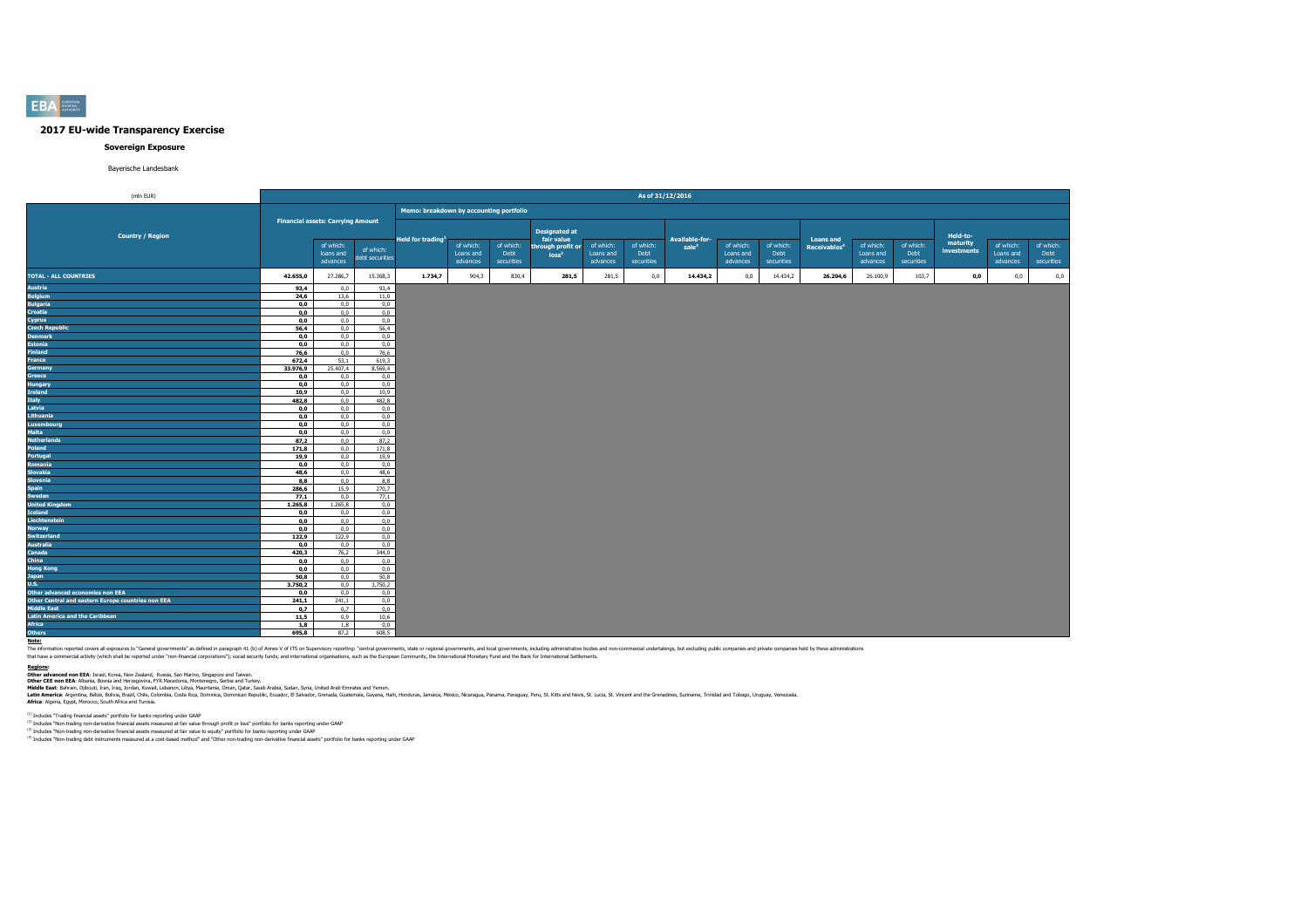## 2017 EU-wide Transparency Exercise

### Sovereign Exposure

Bayerische Landesbank

| (mln EUR) | As of 31/12/2016 | | | | | | | | | | | | | | | | | | | |
|---|---|---|---|---|---|---|---|---|---|---|---|---|---|---|---|---|---|---|---|---|
| Country / Region | Financial assets: Carrying Amount | | | Memo: breakdown by accounting portfolio | | | | | | | | | | | | | | | | |
| | | of which: loans and advances | of which: debt securities | Held for trading[1] | of which: Loans and advances | of which: Debt securities | Designated at fair value through profit or loss[2] | of which: Loans and advances | of which: Debt securities | Available-for-sale[3] | of which: Loans and advances | of which: Debt securities | Loans and Receivables[4] | of which: Loans and advances | of which: Debt securities | Held-to-maturity investments | of which: Loans and advances | of which: Debt securities |
| **TOTAL - ALL COUNTRIES** | **42.655,0** | 27.286,7 | 15.368,3 | **1.734,7** | 904,3 | 830,4 | **281,5** | 281,5 | 0,0 | **14.434,2** | 0,0 | 14.434,2 | **26.204,6** | 26.100,9 | 103,7 | **0,0** | 0,0 | 0,0 |
| Austria | 93,4 | 0,0 | 93,4 | | | | | | | | | | | | | | | |
| Belgium | 24,6 | 13,6 | 11,0 | | | | | | | | | | | | | | | |
| Bulgaria | 0,0 | 0,0 | 0,0 | | | | | | | | | | | | | | | |
| Croatia | 0,0 | 0,0 | 0,0 | | | | | | | | | | | | | | | |
| Cyprus | 0,0 | 0,0 | 0,0 | | | | | | | | | | | | | | | |
| Czech Republic | 56,4 | 0,0 | 56,4 | | | | | | | | | | | | | | | |
| Denmark | 0,0 | 0,0 | 0,0 | | | | | | | | | | | | | | | |
| Estonia | 0,0 | 0,0 | 0,0 | | | | | | | | | | | | | | | |
| Finland | 76,6 | 0,0 | 76,6 | | | | | | | | | | | | | | | |
| France | 672,4 | 53,1 | 619,3 | | | | | | | | | | | | | | | |
| Germany | 33.976,9 | 25.407,4 | 8.569,4 | | | | | | | | | | | | | | | |
| Greece | 0,0 | 0,0 | 0,0 | | | | | | | | | | | | | | | |
| Hungary | 0,0 | 0,0 | 0,0 | | | | | | | | | | | | | | | |
| Ireland | 10,9 | 0,0 | 10,9 | | | | | | | | | | | | | | | |
| Italy | 482,8 | 0,0 | 482,8 | | | | | | | | | | | | | | | |
| Latvia | 0,0 | 0,0 | 0,0 | | | | | | | | | | | | | | | |
| Lithuania | 0,0 | 0,0 | 0,0 | | | | | | | | | | | | | | | |
| Luxembourg | 0,0 | 0,0 | 0,0 | | | | | | | | | | | | | | | |
| Malta | 0,0 | 0,0 | 0,0 | | | | | | | | | | | | | | | |
| Netherlands | 87,2 | 0,0 | 87,2 | | | | | | | | | | | | | | | |
| Poland | 171,8 | 0,0 | 171,8 | | | | | | | | | | | | | | | |
| Portugal | 19,9 | 0,0 | 19,9 | | | | | | | | | | | | | | | |
| Romania | 0,0 | 0,0 | 0,0 | | | | | | | | | | | | | | | |
| Slovakia | 48,6 | 0,0 | 48,6 | | | | | | | | | | | | | | | |
| Slovenia | 8,8 | 0,0 | 8,8 | | | | | | | | | | | | | | | |
| Spain | 286,6 | 15,9 | 270,7 | | | | | | | | | | | | | | | |
| Sweden | 77,1 | 0,0 | 77,1 | | | | | | | | | | | | | | | |
| United Kingdom | 1.265,8 | 1.265,8 | 0,0 | | | | | | | | | | | | | | | |
| Iceland | 0,0 | 0,0 | 0,0 | | | | | | | | | | | | | | | |
| Liechtenstein | 0,0 | 0,0 | 0,0 | | | | | | | | | | | | | | | |
| Norway | 0,0 | 0,0 | 0,0 | | | | | | | | | | | | | | | |
| Switzerland | 122,9 | 122,9 | 0,0 | | | | | | | | | | | | | | | |
| Australia | 0,0 | 0,0 | 0,0 | | | | | | | | | | | | | | | |
| Canada | 420,3 | 76,2 | 344,0 | | | | | | | | | | | | | | | |
| China | 0,0 | 0,0 | 0,0 | | | | | | | | | | | | | | | |
| Hong Kong | 0,0 | 0,0 | 0,0 | | | | | | | | | | | | | | | |
| Japan | 50,8 | 0,0 | 50,8 | | | | | | | | | | | | | | | |
| U.S. | 3.750,2 | 0,0 | 3.750,2 | | | | | | | | | | | | | | | |
| Other advanced economies non EEA | 0,0 | 0,0 | 0,0 | | | | | | | | | | | | | | | |
| Other Central and eastern Europe countries non EEA | 241,1 | 241,1 | 0,0 | | | | | | | | | | | | | | | |
| Middle East | 0,7 | 0,7 | 0,0 | | | | | | | | | | | | | | | |
| Latin America and the Caribbean | 11,5 | 0,9 | 10,6 | | | | | | | | | | | | | | | |
| Africa | 1,8 | 1,8 | 0,0 | | | | | | | | | | | | | | | |
| Others | 695,8 | 87,2 | 608,5 | | | | | | | | | | | | | | | |

**Note:**

The information reported covers all exposures to "General governments" as defined in paragraph 41 (b) of Annex V of ITS on Supervisory reporting: "central governments, state or regional governments, and local governments, including administrative bodies and non-commercial undertakings, but excluding public companies and private companies held by these administrations that have a commercial activity (which shall be reported under "non-financial corporations"); social security funds; and international organisations, such as the European Community, the International Monetary Fund and the Bank for International Settlements.

**Regions:**

**Other advanced non EEA**: Israel, Korea, New Zealand, Russia, San Marino, Singapore and Taiwan.
**Other CEE non EEA**: Albania, Bosnia and Herzegovina, FYR Macedonia, Montenegro, Serbia and Turkey.
**Middle East**: Bahrain, Djibouti, Iran, Iraq, Jordan, Kuwait, Lebanon, Libya, Mauritania, Oman, Qatar, Saudi Arabia, Sudan, Syria, United Arab Emirates and Yemen.
**Latin America**: Argentina, Belize, Bolivia, Brazil, Chile, Colombia, Costa Rica, Dominica, Dominican Republic, Ecuador, El Salvador, Grenada, Guatemala, Guyana, Haiti, Honduras, Jamaica, Mexico, Nicaragua, Panama, Paraguay, Peru, St. Kitts and Nevis, St. Lucia, St. Vincent and the Grenadines, Suriname, Trinidad and Tobago, Uruguay, Venezuela.
**Africa**: Algeria, Egypt, Morocco, South Africa and Tunisia.

[1] Includes "Trading financial assets" portfolio for banks reporting under GAAP

[2] Includes "Non-trading non-derivative financial assets measured at fair value through profit or loss" portfolio for banks reporting under GAAP

[3] Includes "Non-trading non-derivative financial assets measured at fair value to equity" portfolio for banks reporting under GAAP

[4] Includes "Non-trading debt instruments measured at a cost-based method" and "Other non-trading non-derivative financial assets" portfolio for banks reporting under GAAP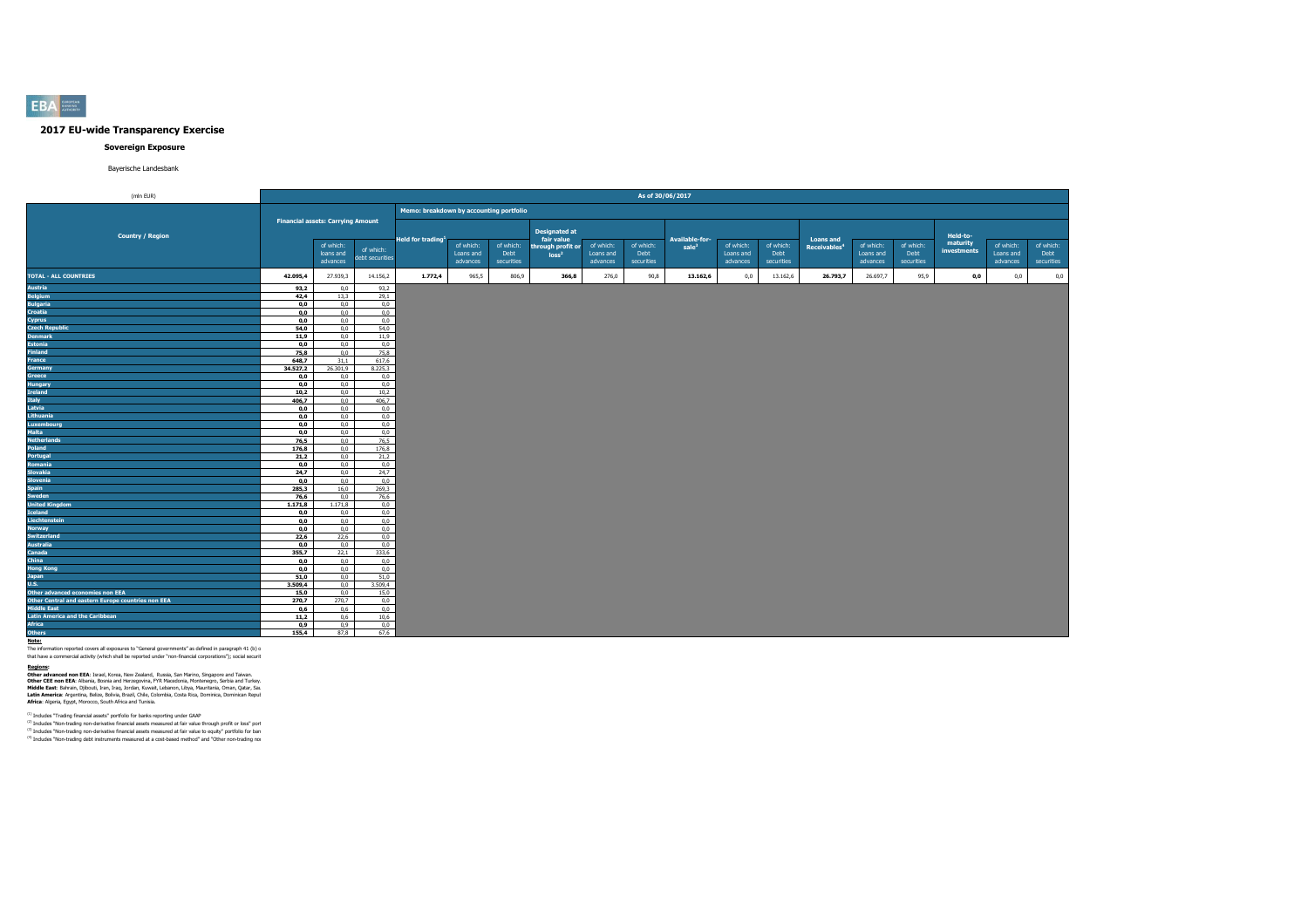## 2017 EU-wide Transparency Exercise

### Sovereign Exposure

Bayerische Landesbank

| (mln EUR) | As of 30/06/2017 | | | | | | | | | | | | | | | | | | |
|---|---|---|---|---|---|---|---|---|---|---|---|---|---|---|---|---|---|---|---|
| Country / Region | Financial assets: Carrying Amount | | | Memo: breakdown by accounting portfolio | | | | | | | | | | | | | | | |
| | | of which: loans and advances | of which: debt securities | Held for trading[1] | of which: Loans and advances | of which: Debt securities | Designated at fair value through profit or loss[2] | of which: Loans and advances | of which: Debt securities | Available-for-sale[3] | of which: Loans and advances | of which: Debt securities | Loans and Receivables[4] | of which: Loans and advances | of which: Debt securities | Held-to-maturity investments | of which: Loans and advances | of which: Debt securities |
| **TOTAL - ALL COUNTRIES** | **42.095,4** | 27.939,3 | 14.156,2 | **1.772,4** | 965,5 | 806,9 | **366,8** | 276,0 | 90,8 | **13.162,6** | 0,0 | 13.162,6 | **26.793,7** | 26.697,7 | 95,9 | **0,0** | 0,0 | 0,0 |
| Austria | **93,2** | 0,0 | 93,2 | | | | | | | | | | | | | | | |
| Belgium | **42,4** | 13,3 | 29,1 | | | | | | | | | | | | | | | |
| Bulgaria | **0,0** | 0,0 | 0,0 | | | | | | | | | | | | | | | |
| Croatia | **0,0** | 0,0 | 0,0 | | | | | | | | | | | | | | | |
| Cyprus | **0,0** | 0,0 | 0,0 | | | | | | | | | | | | | | | |
| Czech Republic | **54,0** | 0,0 | 54,0 | | | | | | | | | | | | | | | |
| Denmark | **11,9** | 0,0 | 11,9 | | | | | | | | | | | | | | | |
| Estonia | **0,0** | 0,0 | 0,0 | | | | | | | | | | | | | | | |
| Finland | **75,8** | 0,0 | 75,8 | | | | | | | | | | | | | | | |
| France | **648,7** | 31,1 | 617,6 | | | | | | | | | | | | | | | |
| Germany | **34.527,2** | 26.301,9 | 8.225,3 | | | | | | | | | | | | | | | |
| Greece | **0,0** | 0,0 | 0,0 | | | | | | | | | | | | | | | |
| Hungary | **0,0** | 0,0 | 0,0 | | | | | | | | | | | | | | | |
| Ireland | **10,2** | 0,0 | 10,2 | | | | | | | | | | | | | | | |
| Italy | **406,7** | 0,0 | 406,7 | | | | | | | | | | | | | | | |
| Latvia | **0,0** | 0,0 | 0,0 | | | | | | | | | | | | | | | |
| Lithuania | **0,0** | 0,0 | 0,0 | | | | | | | | | | | | | | | |
| Luxembourg | **0,0** | 0,0 | 0,0 | | | | | | | | | | | | | | | |
| Malta | **0,0** | 0,0 | 0,0 | | | | | | | | | | | | | | | |
| Netherlands | **76,5** | 0,0 | 76,5 | | | | | | | | | | | | | | | |
| Poland | **176,8** | 0,0 | 176,8 | | | | | | | | | | | | | | | |
| Portugal | **21,2** | 0,0 | 21,2 | | | | | | | | | | | | | | | |
| Romania | **0,0** | 0,0 | 0,0 | | | | | | | | | | | | | | | |
| Slovakia | **24,7** | 0,0 | 24,7 | | | | | | | | | | | | | | | |
| Slovenia | **0,0** | 0,0 | 0,0 | | | | | | | | | | | | | | | |
| Spain | **285,3** | 16,0 | 269,3 | | | | | | | | | | | | | | | |
| Sweden | **76,6** | 0,0 | 76,6 | | | | | | | | | | | | | | | |
| United Kingdom | **1.171,8** | 1.171,8 | 0,0 | | | | | | | | | | | | | | | |
| Iceland | **0,0** | 0,0 | 0,0 | | | | | | | | | | | | | | | |
| Liechtenstein | **0,0** | 0,0 | 0,0 | | | | | | | | | | | | | | | |
| Norway | **0,0** | 0,0 | 0,0 | | | | | | | | | | | | | | | |
| Switzerland | **22,6** | 22,6 | 0,0 | | | | | | | | | | | | | | | |
| Australia | **0,0** | 0,0 | 0,0 | | | | | | | | | | | | | | | |
| Canada | **355,7** | 22,1 | 333,6 | | | | | | | | | | | | | | | |
| China | **0,0** | 0,0 | 0,0 | | | | | | | | | | | | | | | |
| Hong Kong | **0,0** | 0,0 | 0,0 | | | | | | | | | | | | | | | |
| Japan | **51,0** | 0,0 | 51,0 | | | | | | | | | | | | | | | |
| U.S. | **3.509,4** | 0,0 | 3.509,4 | | | | | | | | | | | | | | | |
| Other advanced economies non EEA | **15,0** | 0,0 | 15,0 | | | | | | | | | | | | | | | |
| Other Central and eastern Europe countries non EEA | **270,7** | 270,7 | 0,0 | | | | | | | | | | | | | | | |
| Middle East | **0,6** | 0,6 | 0,0 | | | | | | | | | | | | | | | |
| Latin America and the Caribbean | **11,2** | 0,6 | 10,6 | | | | | | | | | | | | | | | |
| Africa | **0,9** | 0,9 | 0,0 | | | | | | | | | | | | | | | |
| Others | **155,4** | 87,8 | 67,6 | | | | | | | | | | | | | | | |

**Note:**

The information reported covers all exposures to "General governments" as defined in paragraph 41 (b) o that have a commercial activity (which shall be reported under "non-financial corporations"); social securit

**Regions:**

**Other advanced non EEA**: Israel, Korea, New Zealand, Russia, San Marino, Singapore and Taiwan.
**Other CEE non EEA**: Albania, Bosnia and Herzegovina, FYR Macedonia, Montenegro, Serbia and Turkey.
**Middle East**: Bahrain, Djibouti, Iran, Iraq, Jordan, Kuwait, Lebanon, Libya, Mauritania, Oman, Qatar, Sa.
**Latin America**: Argentina, Belize, Bolivia, Brazil, Chile, Colombia, Costa Rica, Dominica, Dominican Repul
**Africa**: Algeria, Egypt, Morocco, South Africa and Tunisia.

(1) Includes "Trading financial assets" portfolio for banks reporting under GAAP
(2) Includes "Non-trading non-derivative financial assets measured at fair value through profit or loss" port
(3) Includes "Non-trading non-derivative financial assets measured at fair value to equity" portfolio for ban
(4) Includes "Non-trading debt instruments measured at a cost-based method" and "Other non-trading noi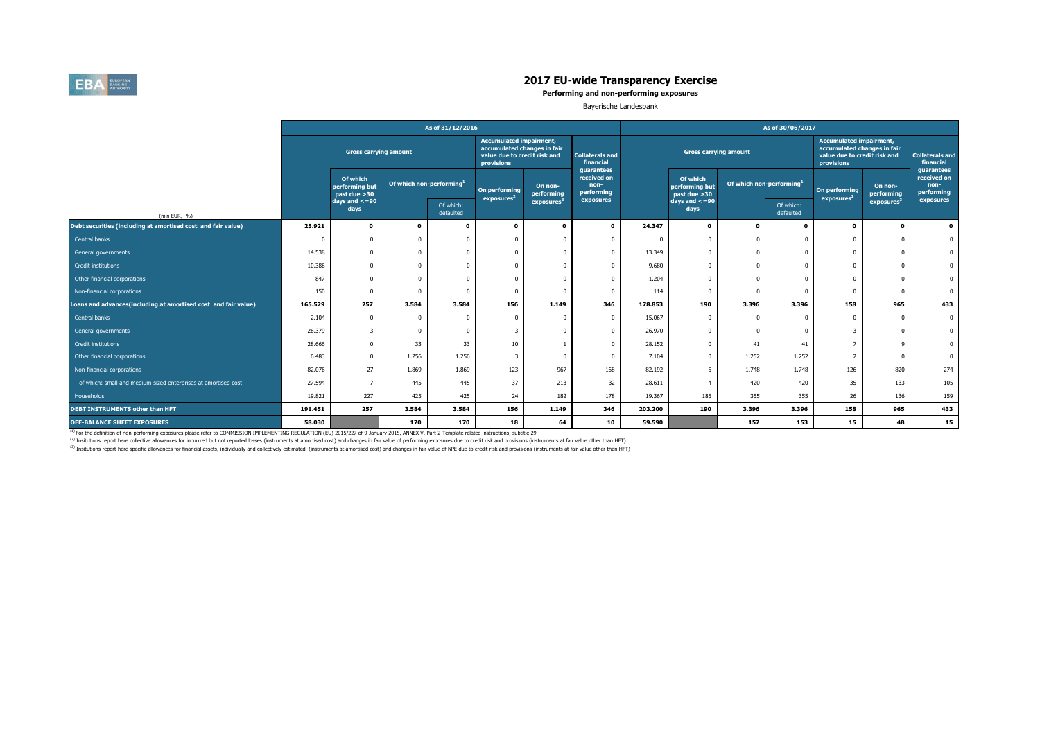# 2017 EU-wide Transparency Exercise

## Performing and non-performing exposures

Bayerische Landesbank

| (mln EUR, %) | As of 31/12/2016 | | | | | | | As of 30/06/2017 | | | | | | |
|---|---|---|---|---|---|---|---|---|---|---|---|---|---|---|
| | Gross carrying amount | | | | Accumulated impairment, accumulated changes in fair value due to credit risk and provisions | | Collaterals and financial guarantees received on non-performing exposures | Gross carrying amount | | | | Accumulated impairment, accumulated changes in fair value due to credit risk and provisions | | Collaterals and financial guarantees received on non-performing exposures |
| | | Of which performing but past due >30 days and <=90 days | Of which non-performing[1] | | On performing exposures[2] | On non-performing exposures[3] | | | Of which performing but past due >30 days and <=90 days | Of which non-performing[1] | | On performing exposures[2] | On non-performing exposures[3] | |
| | | | | Of which: defaulted | | | | | | | Of which: defaulted | | | |
| **Debt securities (including at amortised cost and fair value)** | **25.921** | **0** | **0** | **0** | **0** | **0** | **0** | **24.347** | **0** | **0** | **0** | **0** | **0** | **0** |
| Central banks | 0 | 0 | 0 | 0 | 0 | 0 | 0 | 0 | 0 | 0 | 0 | 0 | 0 | 0 |
| General governments | 14.538 | 0 | 0 | 0 | 0 | 0 | 0 | 13.349 | 0 | 0 | 0 | 0 | 0 | 0 |
| Credit institutions | 10.386 | 0 | 0 | 0 | 0 | 0 | 0 | 9.680 | 0 | 0 | 0 | 0 | 0 | 0 |
| Other financial corporations | 847 | 0 | 0 | 0 | 0 | 0 | 0 | 1.204 | 0 | 0 | 0 | 0 | 0 | 0 |
| Non-financial corporations | 150 | 0 | 0 | 0 | 0 | 0 | 0 | 114 | 0 | 0 | 0 | 0 | 0 | 0 |
| **Loans and advances(including at amortised cost and fair value)** | **165.529** | **257** | **3.584** | **3.584** | **156** | **1.149** | **346** | **178.853** | **190** | **3.396** | **3.396** | **158** | **965** | **433** |
| Central banks | 2.104 | 0 | 0 | 0 | 0 | 0 | 0 | 15.067 | 0 | 0 | 0 | 0 | 0 | 0 |
| General governments | 26.379 | 3 | 0 | 0 | -3 | 0 | 0 | 26.970 | 0 | 0 | 0 | -3 | 0 | 0 |
| Credit institutions | 28.666 | 0 | 33 | 33 | 10 | 1 | 0 | 28.152 | 0 | 41 | 41 | 7 | 9 | 0 |
| Other financial corporations | 6.483 | 0 | 1.256 | 1.256 | 3 | 0 | 0 | 7.104 | 0 | 1.252 | 1.252 | 2 | 0 | 0 |
| Non-financial corporations | 82.076 | 27 | 1.869 | 1.869 | 123 | 967 | 168 | 82.192 | 5 | 1.748 | 1.748 | 126 | 820 | 274 |
| of which: small and medium-sized enterprises at amortised cost | 27.594 | 7 | 445 | 445 | 37 | 213 | 32 | 28.611 | 4 | 420 | 420 | 35 | 133 | 105 |
| Households | 19.821 | 227 | 425 | 425 | 24 | 182 | 178 | 19.367 | 185 | 355 | 355 | 26 | 136 | 159 |
| **DEBT INSTRUMENTS other than HFT** | **191.451** | **257** | **3.584** | **3.584** | **156** | **1.149** | **346** | **203.200** | **190** | **3.396** | **3.396** | **158** | **965** | **433** |
| **OFF-BALANCE SHEET EXPOSURES** | **58.030** | | **170** | **170** | **18** | **64** | **10** | **59.590** | | **157** | **153** | **15** | **48** | **15** |

[1] For the definition of non-performing exposures please refer to COMMISSION IMPLEMENTING REGULATION (EU) 2015/227 of 9 January 2015, ANNEX V, Part 2-Template related instructions, subtitle 29

[2] Insitutions report here collective allowances for incurrred but not reported losses (instruments at amortised cost) and changes in fair value of performing exposures due to credit risk and provisions (instruments at fair value other than HFT)

[3] Insitutions report here specific allowances for financial assets, individually and collectively estimated (instruments at amortised cost) and changes in fair value of NPE due to credit risk and provisions (instruments at fair value other than HFT)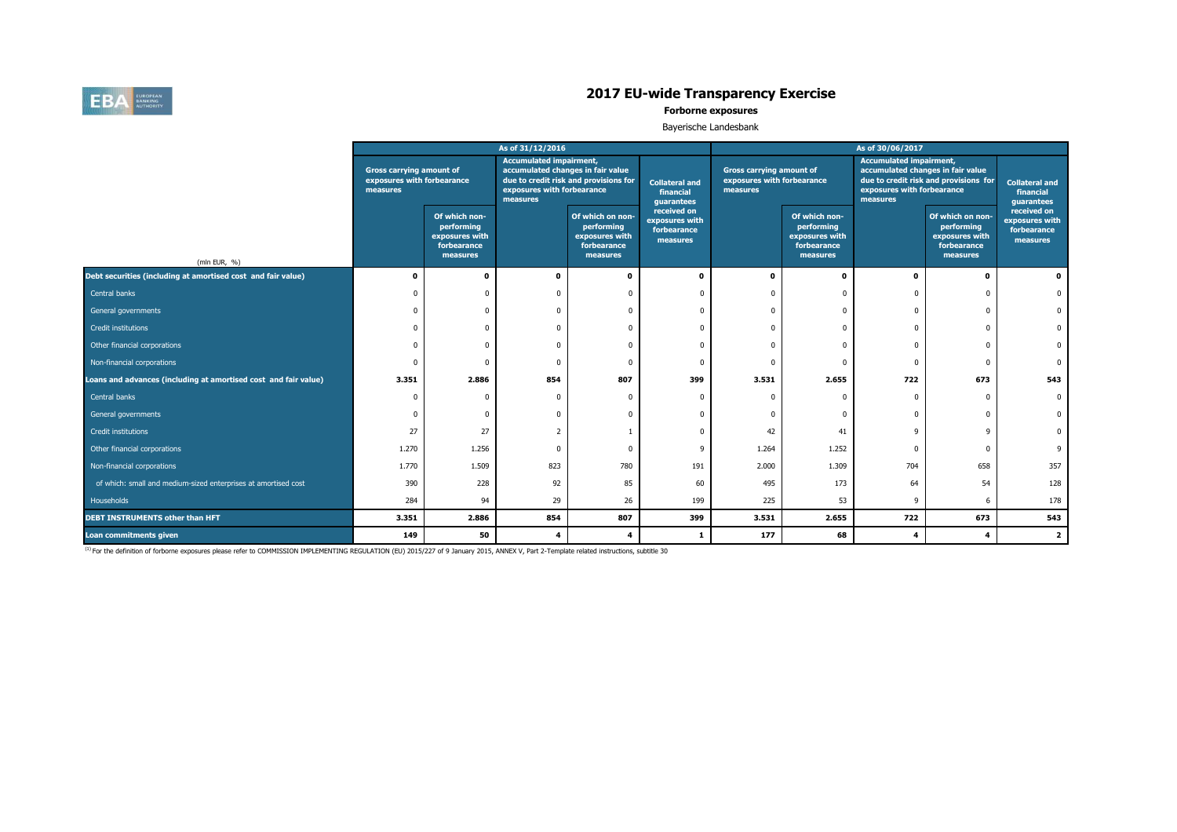# 2017 EU-wide Transparency Exercise

**Forborne exposures**

Bayerische Landesbank

| (mln EUR, %) | As of 31/12/2016 | | | | | As of 30/06/2017 | | | | |
|---|---|---|---|---|---|---|---|---|---|---|
| | Gross carrying amount of exposures with forbearance measures | | Accumulated impairment, accumulated changes in fair value due to credit risk and provisions for exposures with forbearance measures | | Collateral and financial guarantees received on exposures with forbearance measures | Gross carrying amount of exposures with forbearance measures | | Accumulated impairment, accumulated changes in fair value due to credit risk and provisions for exposures with forbearance measures | | Collateral and financial guarantees received on exposures with forbearance measures |
| | | Of which non-performing exposures with forbearance measures | | Of which on non-performing exposures with forbearance measures | | | Of which non-performing exposures with forbearance measures | | Of which on non-performing exposures with forbearance measures | |
| **Debt securities (including at amortised cost and fair value)** | **0** | **0** | **0** | **0** | **0** | **0** | **0** | **0** | **0** | **0** |
| Central banks | 0 | 0 | 0 | 0 | 0 | 0 | 0 | 0 | 0 | 0 |
| General governments | 0 | 0 | 0 | 0 | 0 | 0 | 0 | 0 | 0 | 0 |
| Credit institutions | 0 | 0 | 0 | 0 | 0 | 0 | 0 | 0 | 0 | 0 |
| Other financial corporations | 0 | 0 | 0 | 0 | 0 | 0 | 0 | 0 | 0 | 0 |
| Non-financial corporations | 0 | 0 | 0 | 0 | 0 | 0 | 0 | 0 | 0 | 0 |
| **Loans and advances (including at amortised cost and fair value)** | **3.351** | **2.886** | **854** | **807** | **399** | **3.531** | **2.655** | **722** | **673** | **543** |
| Central banks | 0 | 0 | 0 | 0 | 0 | 0 | 0 | 0 | 0 | 0 |
| General governments | 0 | 0 | 0 | 0 | 0 | 0 | 0 | 0 | 0 | 0 |
| Credit institutions | 27 | 27 | 2 | 1 | 0 | 42 | 41 | 9 | 9 | 0 |
| Other financial corporations | 1.270 | 1.256 | 0 | 0 | 9 | 1.264 | 1.252 | 0 | 0 | 9 |
| Non-financial corporations | 1.770 | 1.509 | 823 | 780 | 191 | 2.000 | 1.309 | 704 | 658 | 357 |
| of which: small and medium-sized enterprises at amortised cost | 390 | 228 | 92 | 85 | 60 | 495 | 173 | 64 | 54 | 128 |
| Households | 284 | 94 | 29 | 26 | 199 | 225 | 53 | 9 | 6 | 178 |
| **DEBT INSTRUMENTS other than HFT** | **3.351** | **2.886** | **854** | **807** | **399** | **3.531** | **2.655** | **722** | **673** | **543** |
| **Loan commitments given** | **149** | **50** | **4** | **4** | **1** | **177** | **68** | **4** | **4** | **2** |

[1] For the definition of forborne exposures please refer to COMMISSION IMPLEMENTING REGULATION (EU) 2015/227 of 9 January 2015, ANNEX V, Part 2-Template related instructions, subtitle 30